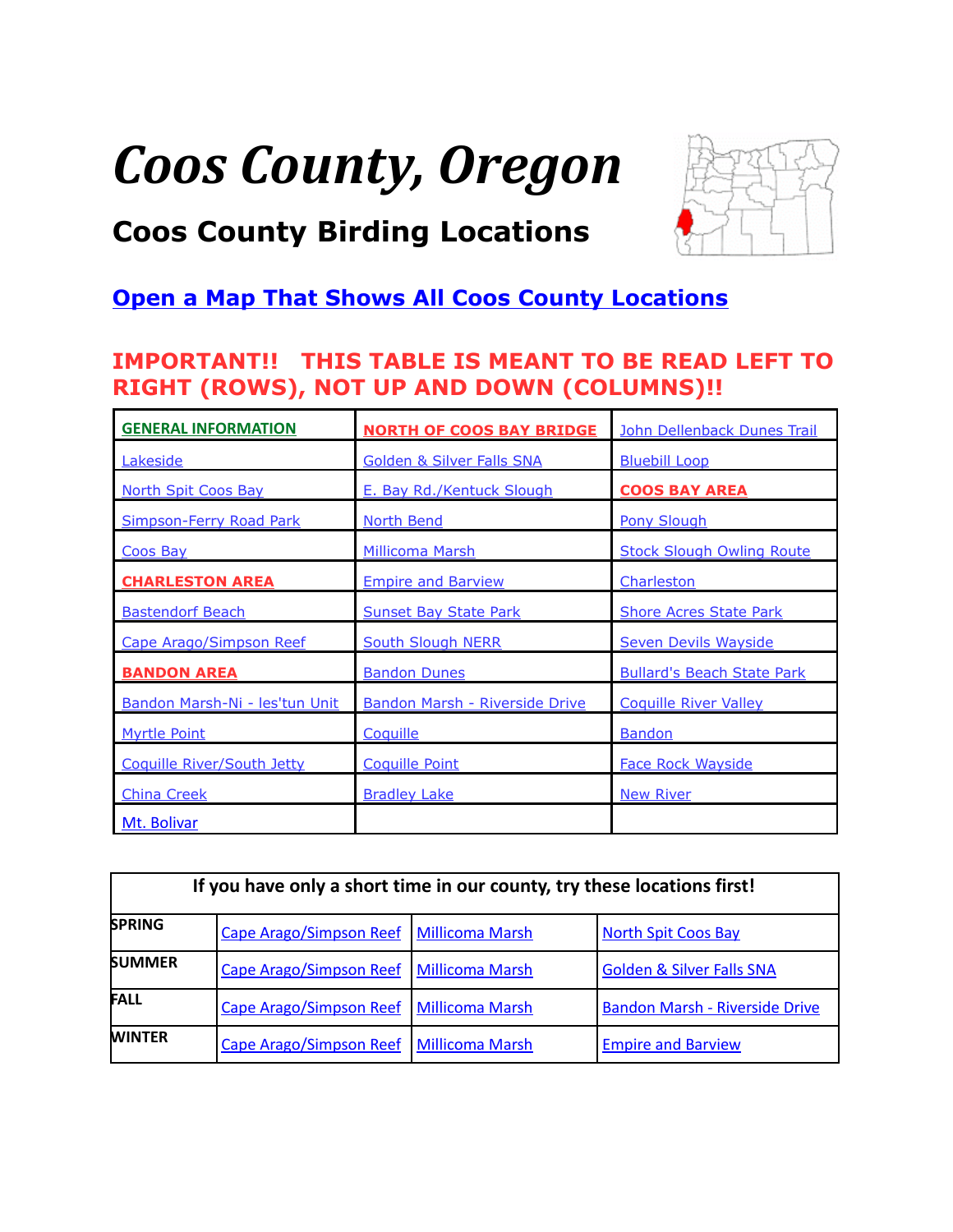# *Coos County, Oregon*

## Coos County Birding Locations

**Open a Map That Shows All Coos County Locations**

**IMPORTANT!! THIS TABLE IS MEANT TO BE READ LEFT TO RIGHT (ROWS), NOT UP AND DOWN (COLUMNS)!!**

| | | |
|---|---|---|
| **GENERAL INFORMATION** | **NORTH OF COOS BAY BRIDGE** | John Dellenback Dunes Trail |
| Lakeside | Golden & Silver Falls SNA | Bluebill Loop |
| North Spit Coos Bay | E. Bay Rd./Kentuck Slough | **COOS BAY AREA** |
| Simpson-Ferry Road Park | North Bend | Pony Slough |
| Coos Bay | Millicoma Marsh | Stock Slough Owling Route |
| **CHARLESTON AREA** | Empire and Barview | Charleston |
| Bastendorf Beach | Sunset Bay State Park | Shore Acres State Park |
| Cape Arago/Simpson Reef | South Slough NERR | Seven Devils Wayside |
| **BANDON AREA** | Bandon Dunes | Bullard's Beach State Park |
| Bandon Marsh-Ni - les'tun Unit | Bandon Marsh - Riverside Drive | Coquille River Valley |
| Myrtle Point | Coquille | Bandon |
| Coquille River/South Jetty | Coquille Point | Face Rock Wayside |
| China Creek | Bradley Lake | New River |
| Mt. Bolivar | | |

| If you have only a short time in our county, try these locations first! | | | |
|---|---|---|---|
| **SPRING** | Cape Arago/Simpson Reef | Millicoma Marsh | North Spit Coos Bay |
| **SUMMER** | Cape Arago/Simpson Reef | Millicoma Marsh | Golden & Silver Falls SNA |
| **FALL** | Cape Arago/Simpson Reef | Millicoma Marsh | Bandon Marsh - Riverside Drive |
| **WINTER** | Cape Arago/Simpson Reef | Millicoma Marsh | Empire and Barview |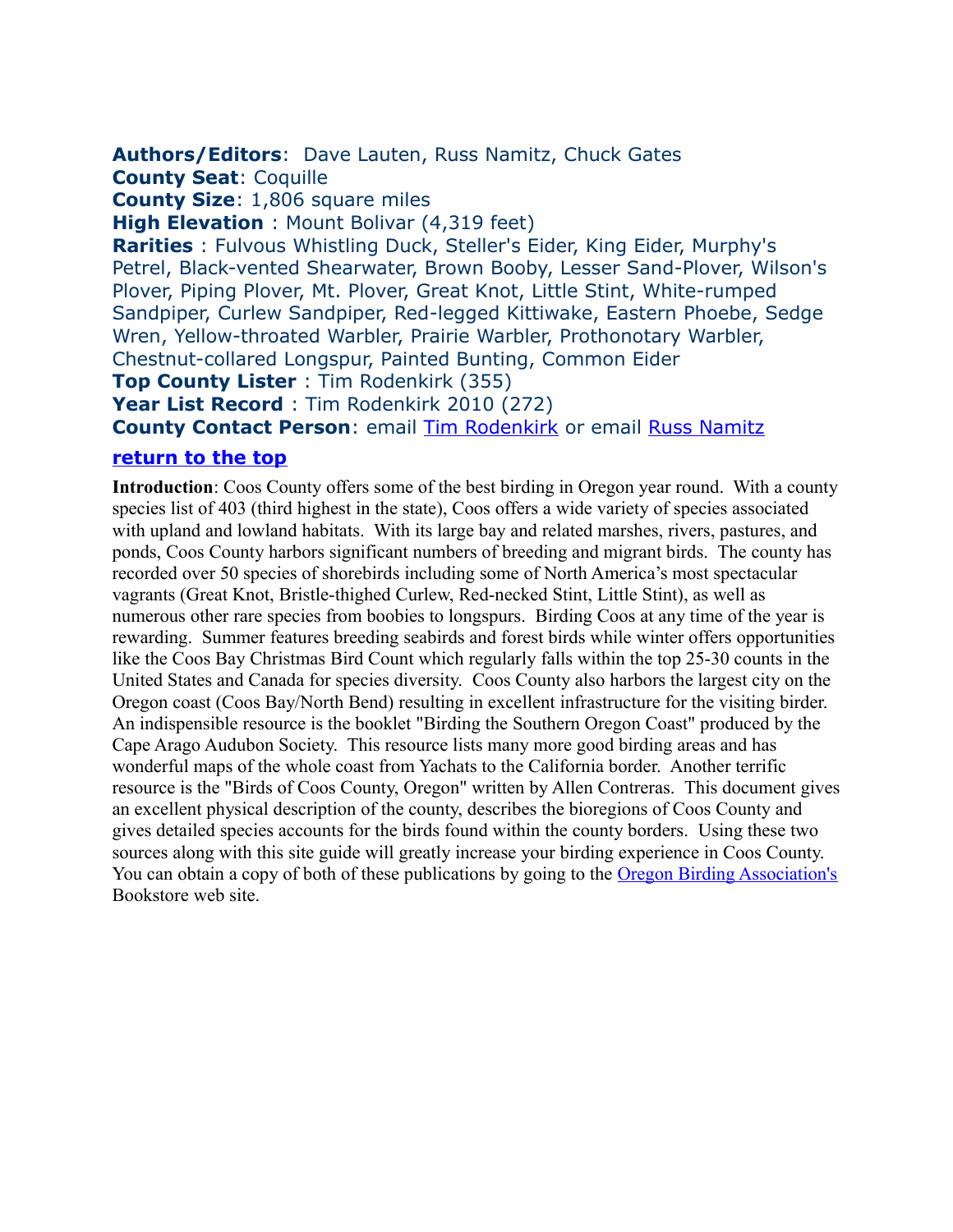**Authors/Editors**: Dave Lauten, Russ Namitz, Chuck Gates
**County Seat**: Coquille
**County Size**: 1,806 square miles
**High Elevation** : Mount Bolivar (4,319 feet)
**Rarities** : Fulvous Whistling Duck, Steller's Eider, King Eider, Murphy's Petrel, Black-vented Shearwater, Brown Booby, Lesser Sand-Plover, Wilson's Plover, Piping Plover, Mt. Plover, Great Knot, Little Stint, White-rumped Sandpiper, Curlew Sandpiper, Red-legged Kittiwake, Eastern Phoebe, Sedge Wren, Yellow-throated Warbler, Prairie Warbler, Prothonotary Warbler, Chestnut-collared Longspur, Painted Bunting, Common Eider
**Top County Lister** : Tim Rodenkirk (355)
**Year List Record** : Tim Rodenkirk 2010 (272)
**County Contact Person**: email Tim Rodenkirk or email Russ Namitz

**return to the top**

**Introduction**: Coos County offers some of the best birding in Oregon year round. With a county species list of 403 (third highest in the state), Coos offers a wide variety of species associated with upland and lowland habitats. With its large bay and related marshes, rivers, pastures, and ponds, Coos County harbors significant numbers of breeding and migrant birds. The county has recorded over 50 species of shorebirds including some of North America's most spectacular vagrants (Great Knot, Bristle-thighed Curlew, Red-necked Stint, Little Stint), as well as numerous other rare species from boobies to longspurs. Birding Coos at any time of the year is rewarding. Summer features breeding seabirds and forest birds while winter offers opportunities like the Coos Bay Christmas Bird Count which regularly falls within the top 25-30 counts in the United States and Canada for species diversity. Coos County also harbors the largest city on the Oregon coast (Coos Bay/North Bend) resulting in excellent infrastructure for the visiting birder. An indispensible resource is the booklet "Birding the Southern Oregon Coast" produced by the Cape Arago Audubon Society. This resource lists many more good birding areas and has wonderful maps of the whole coast from Yachats to the California border. Another terrific resource is the "Birds of Coos County, Oregon" written by Allen Contreras. This document gives an excellent physical description of the county, describes the bioregions of Coos County and gives detailed species accounts for the birds found within the county borders. Using these two sources along with this site guide will greatly increase your birding experience in Coos County. You can obtain a copy of both of these publications by going to the Oregon Birding Association's Bookstore web site.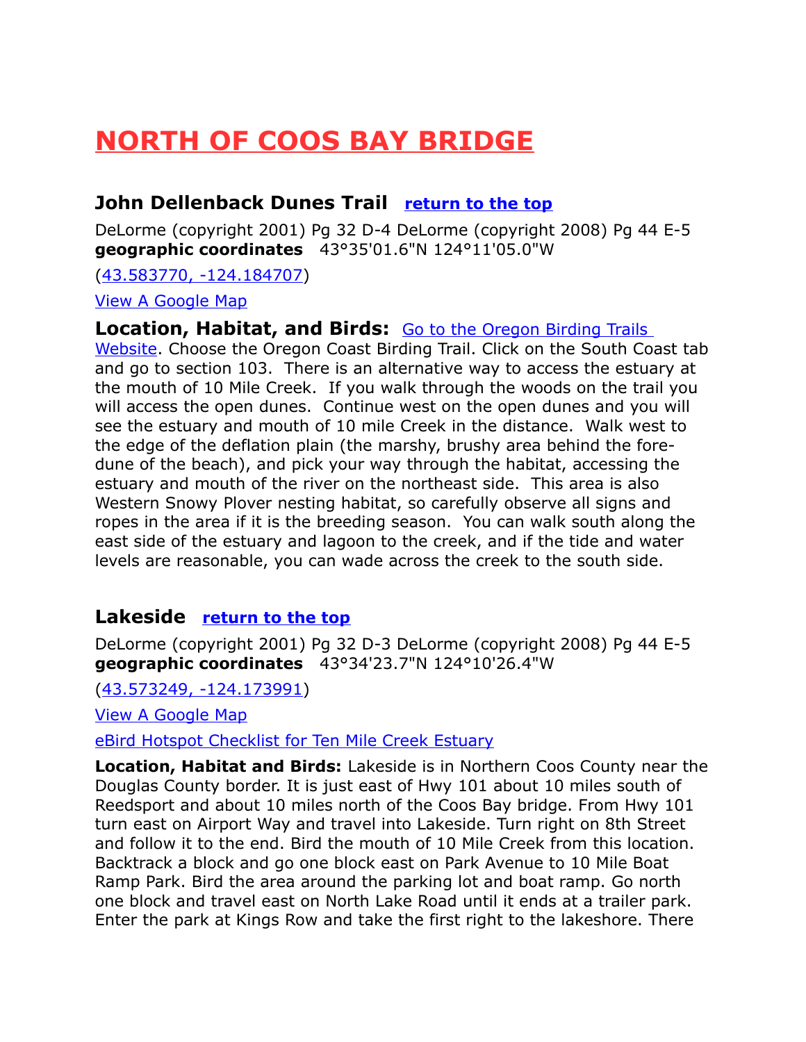# NORTH OF COOS BAY BRIDGE

## John Dellenback Dunes Trail   return to the top

DeLorme (copyright 2001) Pg 32 D-4 DeLorme (copyright 2008) Pg 44 E-5
**geographic coordinates**   43°35'01.6"N 124°11'05.0"W

(43.583770, -124.184707)

View A Google Map

**Location, Habitat, and Birds:**  Go to the Oregon Birding Trails Website. Choose the Oregon Coast Birding Trail. Click on the South Coast tab and go to section 103.  There is an alternative way to access the estuary at the mouth of 10 Mile Creek.  If you walk through the woods on the trail you will access the open dunes.  Continue west on the open dunes and you will see the estuary and mouth of 10 mile Creek in the distance.  Walk west to the edge of the deflation plain (the marshy, brushy area behind the fore-dune of the beach), and pick your way through the habitat, accessing the estuary and mouth of the river on the northeast side.  This area is also Western Snowy Plover nesting habitat, so carefully observe all signs and ropes in the area if it is the breeding season.  You can walk south along the east side of the estuary and lagoon to the creek, and if the tide and water levels are reasonable, you can wade across the creek to the south side.

## Lakeside   return to the top

DeLorme (copyright 2001) Pg 32 D-3 DeLorme (copyright 2008) Pg 44 E-5
**geographic coordinates**   43°34'23.7"N 124°10'26.4"W

(43.573249, -124.173991)

View A Google Map

eBird Hotspot Checklist for Ten Mile Creek Estuary

**Location, Habitat and Birds:** Lakeside is in Northern Coos County near the Douglas County border. It is just east of Hwy 101 about 10 miles south of Reedsport and about 10 miles north of the Coos Bay bridge. From Hwy 101 turn east on Airport Way and travel into Lakeside. Turn right on 8th Street and follow it to the end. Bird the mouth of 10 Mile Creek from this location. Backtrack a block and go one block east on Park Avenue to 10 Mile Boat Ramp Park. Bird the area around the parking lot and boat ramp. Go north one block and travel east on North Lake Road until it ends at a trailer park. Enter the park at Kings Row and take the first right to the lakeshore. There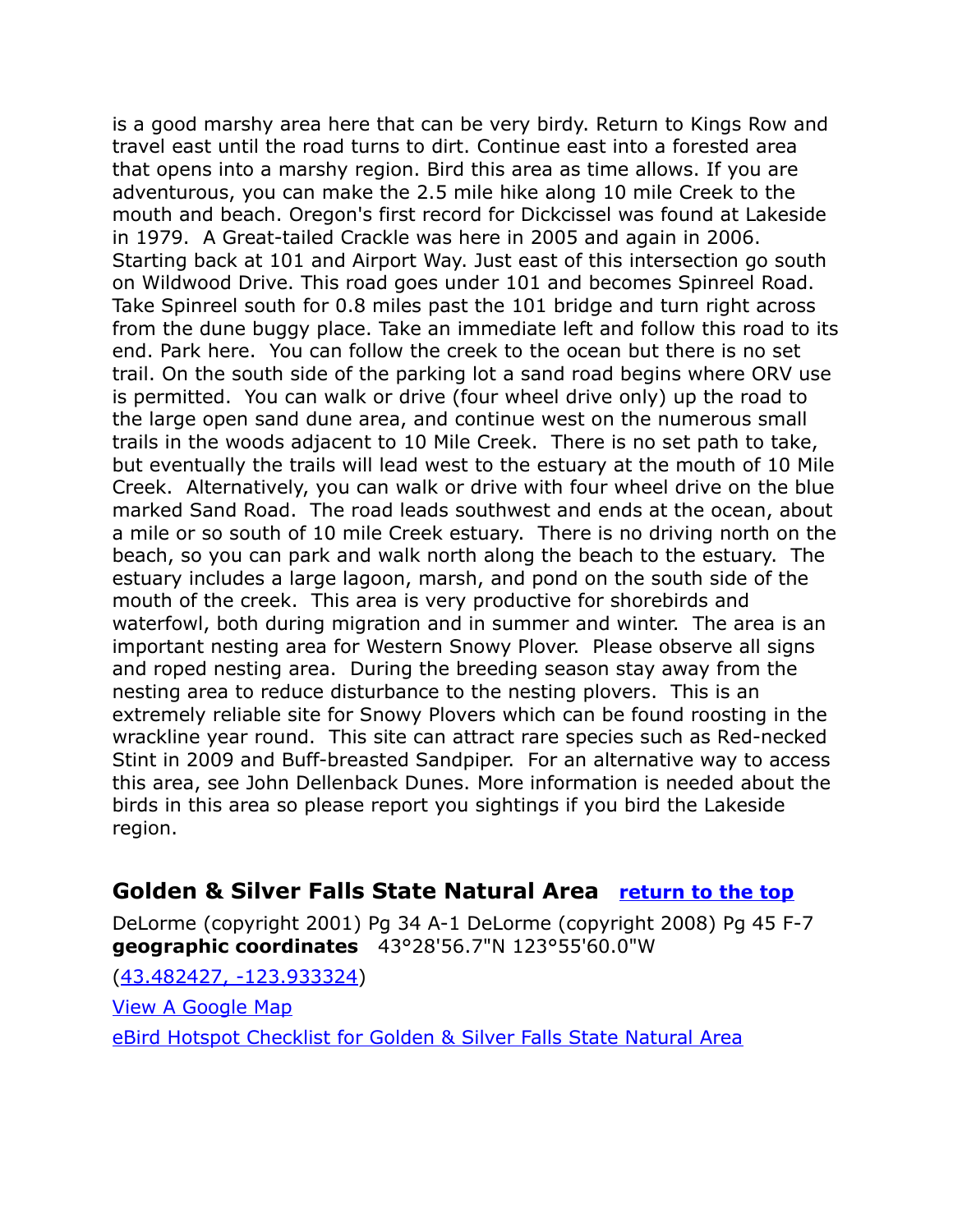is a good marshy area here that can be very birdy. Return to Kings Row and travel east until the road turns to dirt. Continue east into a forested area that opens into a marshy region. Bird this area as time allows. If you are adventurous, you can make the 2.5 mile hike along 10 mile Creek to the mouth and beach. Oregon's first record for Dickcissel was found at Lakeside in 1979. A Great-tailed Crackle was here in 2005 and again in 2006. Starting back at 101 and Airport Way. Just east of this intersection go south on Wildwood Drive. This road goes under 101 and becomes Spinreel Road. Take Spinreel south for 0.8 miles past the 101 bridge and turn right across from the dune buggy place. Take an immediate left and follow this road to its end. Park here. You can follow the creek to the ocean but there is no set trail. On the south side of the parking lot a sand road begins where ORV use is permitted. You can walk or drive (four wheel drive only) up the road to the large open sand dune area, and continue west on the numerous small trails in the woods adjacent to 10 Mile Creek. There is no set path to take, but eventually the trails will lead west to the estuary at the mouth of 10 Mile Creek. Alternatively, you can walk or drive with four wheel drive on the blue marked Sand Road. The road leads southwest and ends at the ocean, about a mile or so south of 10 mile Creek estuary. There is no driving north on the beach, so you can park and walk north along the beach to the estuary. The estuary includes a large lagoon, marsh, and pond on the south side of the mouth of the creek. This area is very productive for shorebirds and waterfowl, both during migration and in summer and winter. The area is an important nesting area for Western Snowy Plover. Please observe all signs and roped nesting area. During the breeding season stay away from the nesting area to reduce disturbance to the nesting plovers. This is an extremely reliable site for Snowy Plovers which can be found roosting in the wrackline year round. This site can attract rare species such as Red-necked Stint in 2009 and Buff-breasted Sandpiper. For an alternative way to access this area, see John Dellenback Dunes. More information is needed about the birds in this area so please report you sightings if you bird the Lakeside region.

## Golden & Silver Falls State Natural Area [return to the top]

DeLorme (copyright 2001) Pg 34 A-1 DeLorme (copyright 2008) Pg 45 F-7
**geographic coordinates** 43°28'56.7"N 123°55'60.0"W

(43.482427, -123.933324)

View A Google Map

eBird Hotspot Checklist for Golden & Silver Falls State Natural Area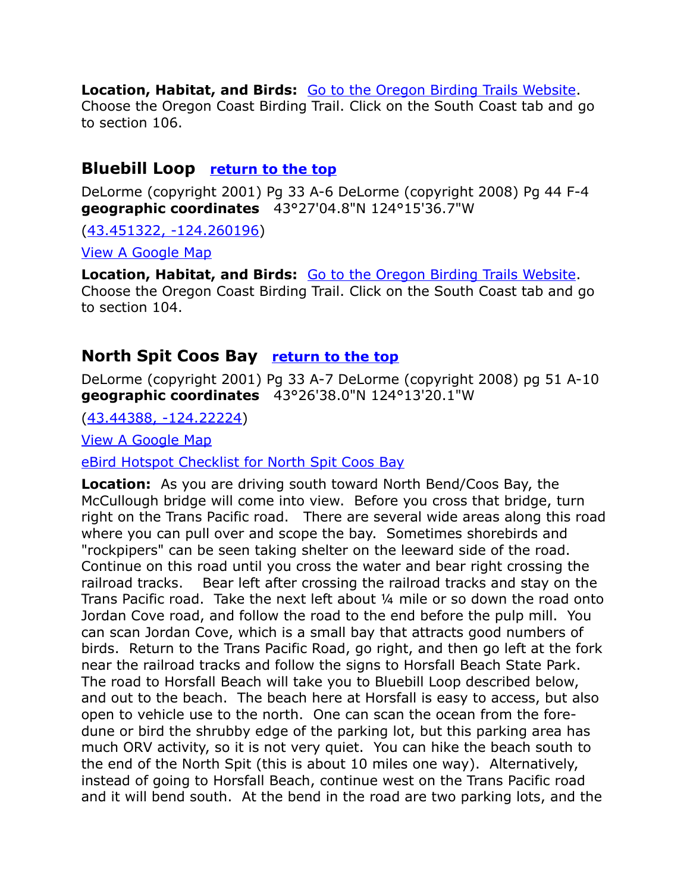**Location, Habitat, and Birds:** [Go to the Oregon Birding Trails Website](). Choose the Oregon Coast Birding Trail. Click on the South Coast tab and go to section 106.

## Bluebill Loop [return to the top]()

DeLorme (copyright 2001) Pg 33 A-6 DeLorme (copyright 2008) Pg 44 F-4
**geographic coordinates** 43°27'04.8"N 124°15'36.7"W

([43.451322, -124.260196]())

[View A Google Map]()

**Location, Habitat, and Birds:** [Go to the Oregon Birding Trails Website](). Choose the Oregon Coast Birding Trail. Click on the South Coast tab and go to section 104.

## North Spit Coos Bay [return to the top]()

DeLorme (copyright 2001) Pg 33 A-7 DeLorme (copyright 2008) pg 51 A-10
**geographic coordinates** 43°26'38.0"N 124°13'20.1"W

([43.44388, -124.22224]())

[View A Google Map]()

[eBird Hotspot Checklist for North Spit Coos Bay]()

**Location:** As you are driving south toward North Bend/Coos Bay, the McCullough bridge will come into view. Before you cross that bridge, turn right on the Trans Pacific road. There are several wide areas along this road where you can pull over and scope the bay. Sometimes shorebirds and "rockpipers" can be seen taking shelter on the leeward side of the road. Continue on this road until you cross the water and bear right crossing the railroad tracks. Bear left after crossing the railroad tracks and stay on the Trans Pacific road. Take the next left about ¼ mile or so down the road onto Jordan Cove road, and follow the road to the end before the pulp mill. You can scan Jordan Cove, which is a small bay that attracts good numbers of birds. Return to the Trans Pacific Road, go right, and then go left at the fork near the railroad tracks and follow the signs to Horsfall Beach State Park. The road to Horsfall Beach will take you to Bluebill Loop described below, and out to the beach. The beach here at Horsfall is easy to access, but also open to vehicle use to the north. One can scan the ocean from the fore-dune or bird the shrubby edge of the parking lot, but this parking area has much ORV activity, so it is not very quiet. You can hike the beach south to the end of the North Spit (this is about 10 miles one way). Alternatively, instead of going to Horsfall Beach, continue west on the Trans Pacific road and it will bend south. At the bend in the road are two parking lots, and the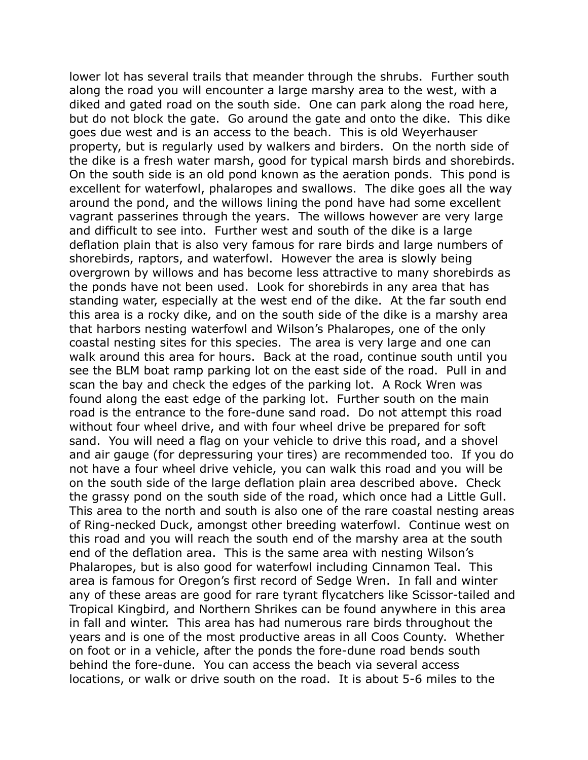lower lot has several trails that meander through the shrubs. Further south along the road you will encounter a large marshy area to the west, with a diked and gated road on the south side. One can park along the road here, but do not block the gate. Go around the gate and onto the dike. This dike goes due west and is an access to the beach. This is old Weyerhauser property, but is regularly used by walkers and birders. On the north side of the dike is a fresh water marsh, good for typical marsh birds and shorebirds. On the south side is an old pond known as the aeration ponds. This pond is excellent for waterfowl, phalaropes and swallows. The dike goes all the way around the pond, and the willows lining the pond have had some excellent vagrant passerines through the years. The willows however are very large and difficult to see into. Further west and south of the dike is a large deflation plain that is also very famous for rare birds and large numbers of shorebirds, raptors, and waterfowl. However the area is slowly being overgrown by willows and has become less attractive to many shorebirds as the ponds have not been used. Look for shorebirds in any area that has standing water, especially at the west end of the dike. At the far south end this area is a rocky dike, and on the south side of the dike is a marshy area that harbors nesting waterfowl and Wilson's Phalaropes, one of the only coastal nesting sites for this species. The area is very large and one can walk around this area for hours. Back at the road, continue south until you see the BLM boat ramp parking lot on the east side of the road. Pull in and scan the bay and check the edges of the parking lot. A Rock Wren was found along the east edge of the parking lot. Further south on the main road is the entrance to the fore-dune sand road. Do not attempt this road without four wheel drive, and with four wheel drive be prepared for soft sand. You will need a flag on your vehicle to drive this road, and a shovel and air gauge (for depressuring your tires) are recommended too. If you do not have a four wheel drive vehicle, you can walk this road and you will be on the south side of the large deflation plain area described above. Check the grassy pond on the south side of the road, which once had a Little Gull. This area to the north and south is also one of the rare coastal nesting areas of Ring-necked Duck, amongst other breeding waterfowl. Continue west on this road and you will reach the south end of the marshy area at the south end of the deflation area. This is the same area with nesting Wilson's Phalaropes, but is also good for waterfowl including Cinnamon Teal. This area is famous for Oregon's first record of Sedge Wren. In fall and winter any of these areas are good for rare tyrant flycatchers like Scissor-tailed and Tropical Kingbird, and Northern Shrikes can be found anywhere in this area in fall and winter. This area has had numerous rare birds throughout the years and is one of the most productive areas in all Coos County. Whether on foot or in a vehicle, after the ponds the fore-dune road bends south behind the fore-dune. You can access the beach via several access locations, or walk or drive south on the road. It is about 5-6 miles to the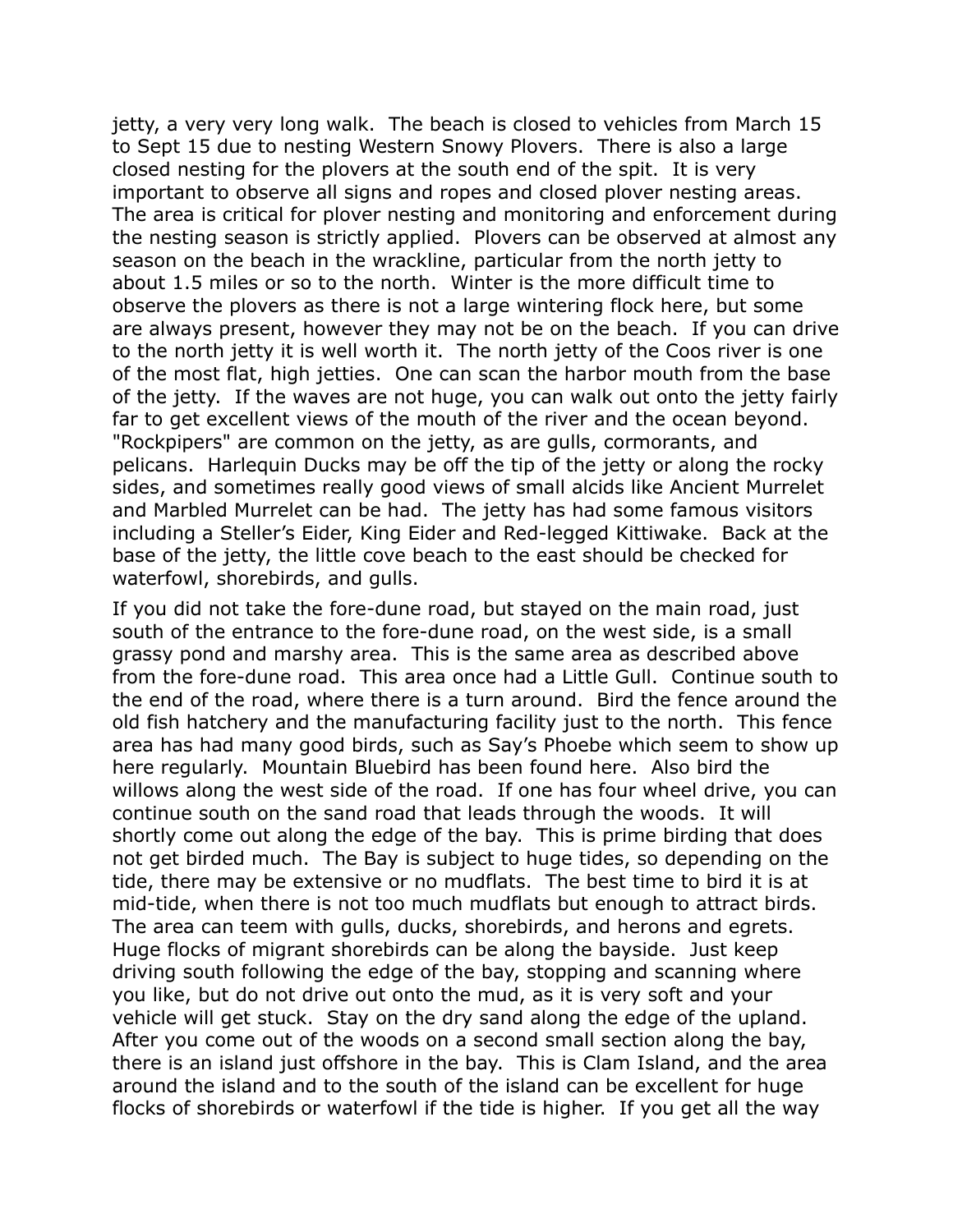jetty, a very very long walk. The beach is closed to vehicles from March 15 to Sept 15 due to nesting Western Snowy Plovers. There is also a large closed nesting for the plovers at the south end of the spit. It is very important to observe all signs and ropes and closed plover nesting areas. The area is critical for plover nesting and monitoring and enforcement during the nesting season is strictly applied. Plovers can be observed at almost any season on the beach in the wrackline, particular from the north jetty to about 1.5 miles or so to the north. Winter is the more difficult time to observe the plovers as there is not a large wintering flock here, but some are always present, however they may not be on the beach. If you can drive to the north jetty it is well worth it. The north jetty of the Coos river is one of the most flat, high jetties. One can scan the harbor mouth from the base of the jetty. If the waves are not huge, you can walk out onto the jetty fairly far to get excellent views of the mouth of the river and the ocean beyond. "Rockpipers" are common on the jetty, as are gulls, cormorants, and pelicans. Harlequin Ducks may be off the tip of the jetty or along the rocky sides, and sometimes really good views of small alcids like Ancient Murrelet and Marbled Murrelet can be had. The jetty has had some famous visitors including a Steller's Eider, King Eider and Red-legged Kittiwake. Back at the base of the jetty, the little cove beach to the east should be checked for waterfowl, shorebirds, and gulls.

If you did not take the fore-dune road, but stayed on the main road, just south of the entrance to the fore-dune road, on the west side, is a small grassy pond and marshy area. This is the same area as described above from the fore-dune road. This area once had a Little Gull. Continue south to the end of the road, where there is a turn around. Bird the fence around the old fish hatchery and the manufacturing facility just to the north. This fence area has had many good birds, such as Say's Phoebe which seem to show up here regularly. Mountain Bluebird has been found here. Also bird the willows along the west side of the road. If one has four wheel drive, you can continue south on the sand road that leads through the woods. It will shortly come out along the edge of the bay. This is prime birding that does not get birded much. The Bay is subject to huge tides, so depending on the tide, there may be extensive or no mudflats. The best time to bird it is at mid-tide, when there is not too much mudflats but enough to attract birds. The area can teem with gulls, ducks, shorebirds, and herons and egrets. Huge flocks of migrant shorebirds can be along the bayside. Just keep driving south following the edge of the bay, stopping and scanning where you like, but do not drive out onto the mud, as it is very soft and your vehicle will get stuck. Stay on the dry sand along the edge of the upland. After you come out of the woods on a second small section along the bay, there is an island just offshore in the bay. This is Clam Island, and the area around the island and to the south of the island can be excellent for huge flocks of shorebirds or waterfowl if the tide is higher. If you get all the way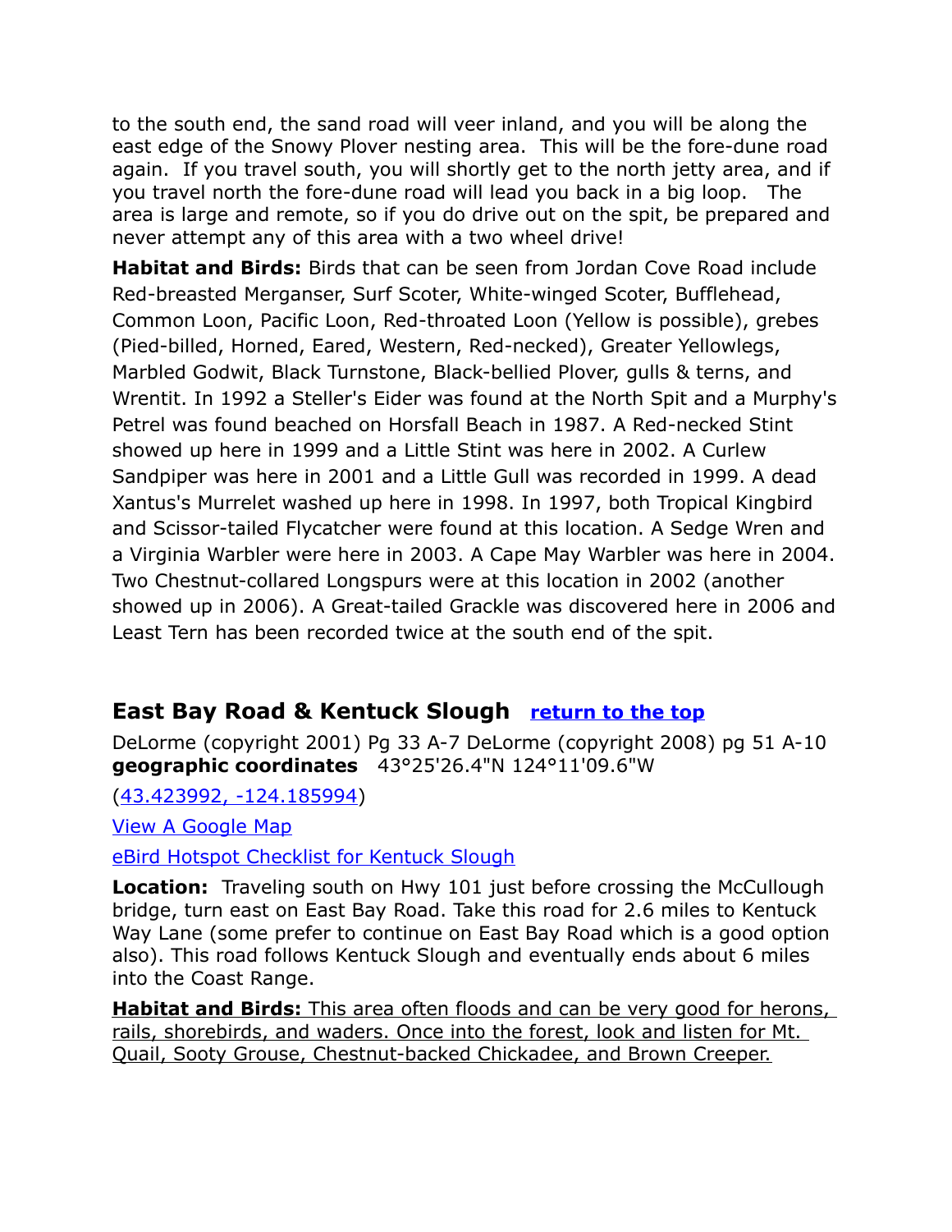to the south end, the sand road will veer inland, and you will be along the east edge of the Snowy Plover nesting area. This will be the fore-dune road again. If you travel south, you will shortly get to the north jetty area, and if you travel north the fore-dune road will lead you back in a big loop. The area is large and remote, so if you do drive out on the spit, be prepared and never attempt any of this area with a two wheel drive!

**Habitat and Birds:** Birds that can be seen from Jordan Cove Road include Red-breasted Merganser, Surf Scoter, White-winged Scoter, Bufflehead, Common Loon, Pacific Loon, Red-throated Loon (Yellow is possible), grebes (Pied-billed, Horned, Eared, Western, Red-necked), Greater Yellowlegs, Marbled Godwit, Black Turnstone, Black-bellied Plover, gulls & terns, and Wrentit. In 1992 a Steller's Eider was found at the North Spit and a Murphy's Petrel was found beached on Horsfall Beach in 1987. A Red-necked Stint showed up here in 1999 and a Little Stint was here in 2002. A Curlew Sandpiper was here in 2001 and a Little Gull was recorded in 1999. A dead Xantus's Murrelet washed up here in 1998. In 1997, both Tropical Kingbird and Scissor-tailed Flycatcher were found at this location. A Sedge Wren and a Virginia Warbler were here in 2003. A Cape May Warbler was here in 2004. Two Chestnut-collared Longspurs were at this location in 2002 (another showed up in 2006). A Great-tailed Grackle was discovered here in 2006 and Least Tern has been recorded twice at the south end of the spit.

## East Bay Road & Kentuck Slough [return to the top]

DeLorme (copyright 2001) Pg 33 A-7 DeLorme (copyright 2008) pg 51 A-10
**geographic coordinates** 43°25'26.4"N 124°11'09.6"W

(43.423992, -124.185994)

View A Google Map

eBird Hotspot Checklist for Kentuck Slough

**Location:** Traveling south on Hwy 101 just before crossing the McCullough bridge, turn east on East Bay Road. Take this road for 2.6 miles to Kentuck Way Lane (some prefer to continue on East Bay Road which is a good option also). This road follows Kentuck Slough and eventually ends about 6 miles into the Coast Range.

**Habitat and Birds:** This area often floods and can be very good for herons, rails, shorebirds, and waders. Once into the forest, look and listen for Mt. Quail, Sooty Grouse, Chestnut-backed Chickadee, and Brown Creeper.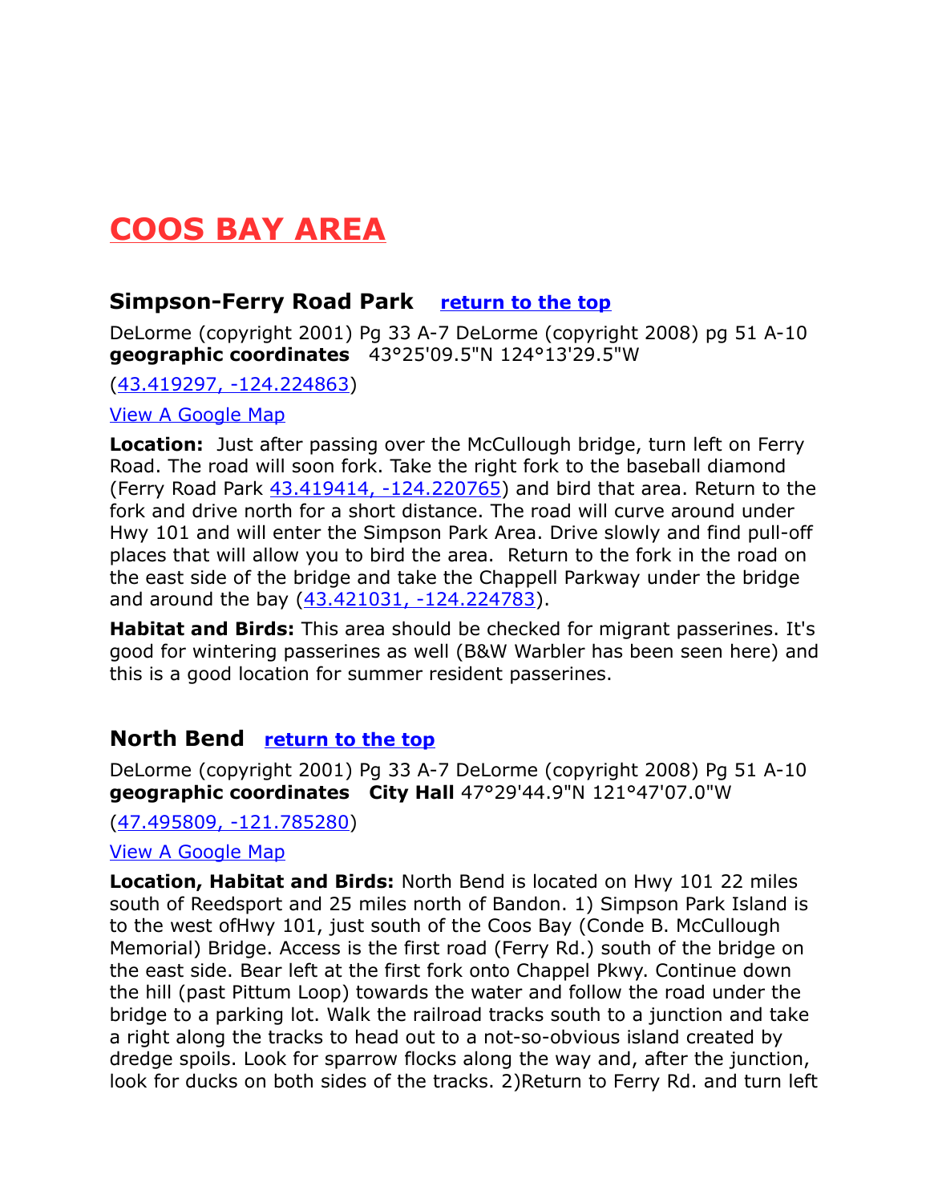# COOS BAY AREA

### Simpson-Ferry Road Park [return to the top]

DeLorme (copyright 2001) Pg 33 A-7 DeLorme (copyright 2008) pg 51 A-10
**geographic coordinates** 43°25'09.5"N 124°13'29.5"W

(43.419297, -124.224863)

View A Google Map

**Location:** Just after passing over the McCullough bridge, turn left on Ferry Road. The road will soon fork. Take the right fork to the baseball diamond (Ferry Road Park 43.419414, -124.220765) and bird that area. Return to the fork and drive north for a short distance. The road will curve around under Hwy 101 and will enter the Simpson Park Area. Drive slowly and find pull-off places that will allow you to bird the area. Return to the fork in the road on the east side of the bridge and take the Chappell Parkway under the bridge and around the bay (43.421031, -124.224783).

**Habitat and Birds:** This area should be checked for migrant passerines. It's good for wintering passerines as well (B&W Warbler has been seen here) and this is a good location for summer resident passerines.

### North Bend [return to the top]

DeLorme (copyright 2001) Pg 33 A-7 DeLorme (copyright 2008) Pg 51 A-10
**geographic coordinates** **City Hall** 47°29'44.9"N 121°47'07.0"W

(47.495809, -121.785280)

View A Google Map

**Location, Habitat and Birds:** North Bend is located on Hwy 101 22 miles south of Reedsport and 25 miles north of Bandon. 1) Simpson Park Island is to the west ofHwy 101, just south of the Coos Bay (Conde B. McCullough Memorial) Bridge. Access is the first road (Ferry Rd.) south of the bridge on the east side. Bear left at the first fork onto Chappel Pkwy. Continue down the hill (past Pittum Loop) towards the water and follow the road under the bridge to a parking lot. Walk the railroad tracks south to a junction and take a right along the tracks to head out to a not-so-obvious island created by dredge spoils. Look for sparrow flocks along the way and, after the junction, look for ducks on both sides of the tracks. 2)Return to Ferry Rd. and turn left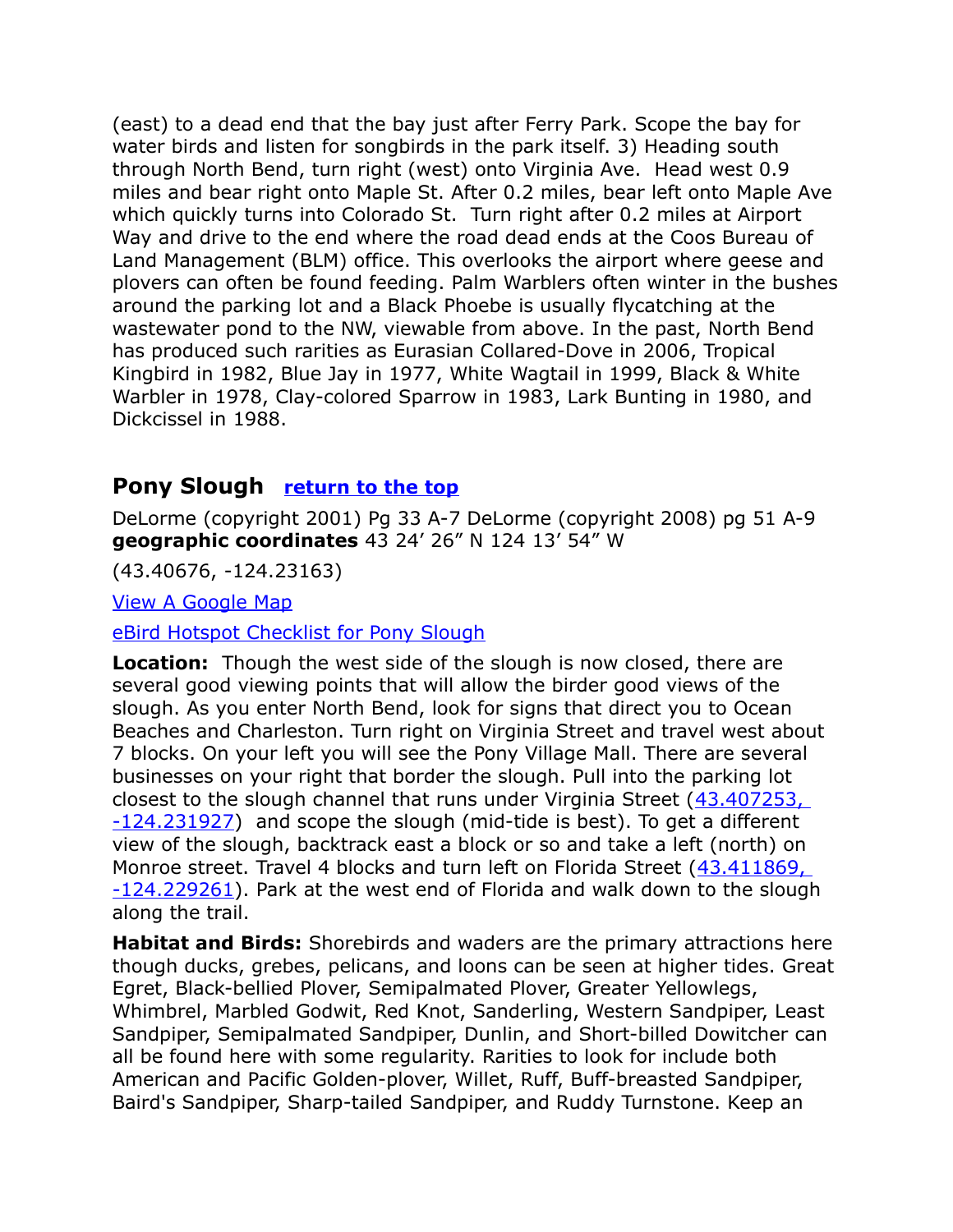(east) to a dead end that the bay just after Ferry Park. Scope the bay for water birds and listen for songbirds in the park itself. 3) Heading south through North Bend, turn right (west) onto Virginia Ave.  Head west 0.9 miles and bear right onto Maple St. After 0.2 miles, bear left onto Maple Ave which quickly turns into Colorado St.  Turn right after 0.2 miles at Airport Way and drive to the end where the road dead ends at the Coos Bureau of Land Management (BLM) office. This overlooks the airport where geese and plovers can often be found feeding. Palm Warblers often winter in the bushes around the parking lot and a Black Phoebe is usually flycatching at the wastewater pond to the NW, viewable from above. In the past, North Bend has produced such rarities as Eurasian Collared-Dove in 2006, Tropical Kingbird in 1982, Blue Jay in 1977, White Wagtail in 1999, Black & White Warbler in 1978, Clay-colored Sparrow in 1983, Lark Bunting in 1980, and Dickcissel in 1988.

## Pony Slough [return to the top]

DeLorme (copyright 2001) Pg 33 A-7 DeLorme (copyright 2008) pg 51 A-9 **geographic coordinates** 43 24′ 26″ N 124 13′ 54″ W

(43.40676, -124.23163)

View A Google Map

eBird Hotspot Checklist for Pony Slough

**Location:** Though the west side of the slough is now closed, there are several good viewing points that will allow the birder good views of the slough. As you enter North Bend, look for signs that direct you to Ocean Beaches and Charleston. Turn right on Virginia Street and travel west about 7 blocks. On your left you will see the Pony Village Mall. There are several businesses on your right that border the slough. Pull into the parking lot closest to the slough channel that runs under Virginia Street (43.407253, -124.231927) and scope the slough (mid-tide is best). To get a different view of the slough, backtrack east a block or so and take a left (north) on Monroe street. Travel 4 blocks and turn left on Florida Street (43.411869, -124.229261). Park at the west end of Florida and walk down to the slough along the trail.

**Habitat and Birds:** Shorebirds and waders are the primary attractions here though ducks, grebes, pelicans, and loons can be seen at higher tides. Great Egret, Black-bellied Plover, Semipalmated Plover, Greater Yellowlegs, Whimbrel, Marbled Godwit, Red Knot, Sanderling, Western Sandpiper, Least Sandpiper, Semipalmated Sandpiper, Dunlin, and Short-billed Dowitcher can all be found here with some regularity. Rarities to look for include both American and Pacific Golden-plover, Willet, Ruff, Buff-breasted Sandpiper, Baird's Sandpiper, Sharp-tailed Sandpiper, and Ruddy Turnstone. Keep an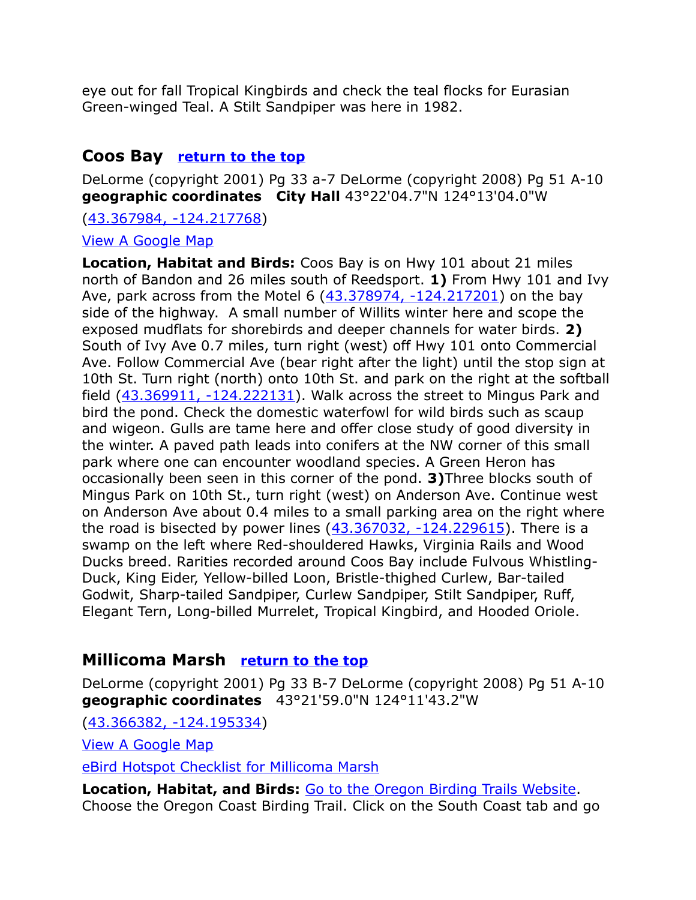eye out for fall Tropical Kingbirds and check the teal flocks for Eurasian Green-winged Teal. A Stilt Sandpiper was here in 1982.

## Coos Bay [return to the top]

DeLorme (copyright 2001) Pg 33 a-7 DeLorme (copyright 2008) Pg 51 A-10
**geographic coordinates** **City Hall** 43°22'04.7"N 124°13'04.0"W

(43.367984, -124.217768)

View A Google Map

**Location, Habitat and Birds:** Coos Bay is on Hwy 101 about 21 miles north of Bandon and 26 miles south of Reedsport. **1)** From Hwy 101 and Ivy Ave, park across from the Motel 6 (43.378974, -124.217201) on the bay side of the highway. A small number of Willits winter here and scope the exposed mudflats for shorebirds and deeper channels for water birds. **2)** South of Ivy Ave 0.7 miles, turn right (west) off Hwy 101 onto Commercial Ave. Follow Commercial Ave (bear right after the light) until the stop sign at 10th St. Turn right (north) onto 10th St. and park on the right at the softball field (43.369911, -124.222131). Walk across the street to Mingus Park and bird the pond. Check the domestic waterfowl for wild birds such as scaup and wigeon. Gulls are tame here and offer close study of good diversity in the winter. A paved path leads into conifers at the NW corner of this small park where one can encounter woodland species. A Green Heron has occasionally been seen in this corner of the pond. **3)**Three blocks south of Mingus Park on 10th St., turn right (west) on Anderson Ave. Continue west on Anderson Ave about 0.4 miles to a small parking area on the right where the road is bisected by power lines (43.367032, -124.229615). There is a swamp on the left where Red-shouldered Hawks, Virginia Rails and Wood Ducks breed. Rarities recorded around Coos Bay include Fulvous Whistling-Duck, King Eider, Yellow-billed Loon, Bristle-thighed Curlew, Bar-tailed Godwit, Sharp-tailed Sandpiper, Curlew Sandpiper, Stilt Sandpiper, Ruff, Elegant Tern, Long-billed Murrelet, Tropical Kingbird, and Hooded Oriole.

## Millicoma Marsh [return to the top]

DeLorme (copyright 2001) Pg 33 B-7 DeLorme (copyright 2008) Pg 51 A-10
**geographic coordinates** 43°21'59.0"N 124°11'43.2"W

(43.366382, -124.195334)

View A Google Map

eBird Hotspot Checklist for Millicoma Marsh

**Location, Habitat, and Birds:** Go to the Oregon Birding Trails Website. Choose the Oregon Coast Birding Trail. Click on the South Coast tab and go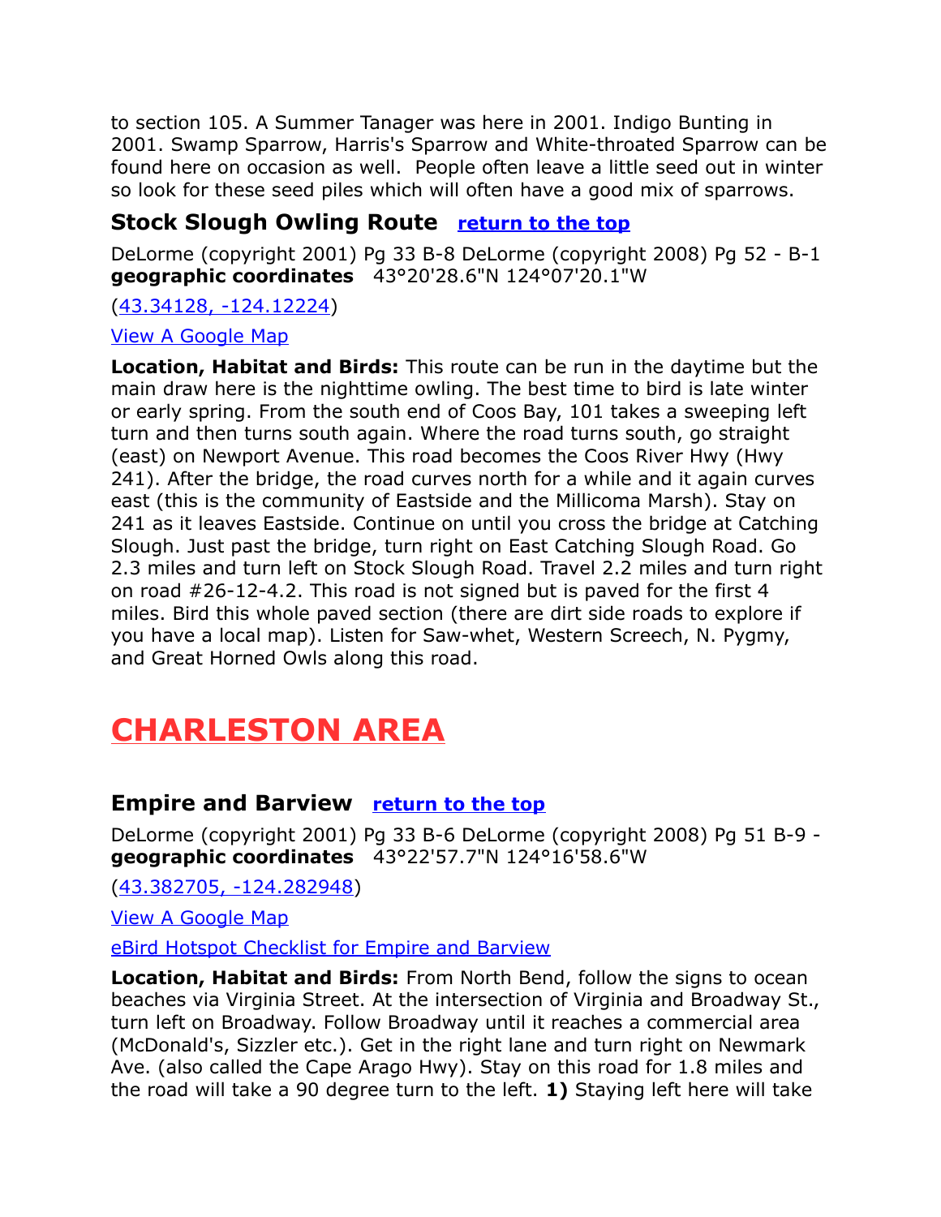to section 105. A Summer Tanager was here in 2001. Indigo Bunting in 2001. Swamp Sparrow, Harris's Sparrow and White-throated Sparrow can be found here on occasion as well. People often leave a little seed out in winter so look for these seed piles which will often have a good mix of sparrows.

### Stock Slough Owling Route [return to the top]

DeLorme (copyright 2001) Pg 33 B-8 DeLorme (copyright 2008) Pg 52 - B-1
**geographic coordinates** 43°20'28.6"N 124°07'20.1"W

(43.34128, -124.12224)

View A Google Map

**Location, Habitat and Birds:** This route can be run in the daytime but the main draw here is the nighttime owling. The best time to bird is late winter or early spring. From the south end of Coos Bay, 101 takes a sweeping left turn and then turns south again. Where the road turns south, go straight (east) on Newport Avenue. This road becomes the Coos River Hwy (Hwy 241). After the bridge, the road curves north for a while and it again curves east (this is the community of Eastside and the Millicoma Marsh). Stay on 241 as it leaves Eastside. Continue on until you cross the bridge at Catching Slough. Just past the bridge, turn right on East Catching Slough Road. Go 2.3 miles and turn left on Stock Slough Road. Travel 2.2 miles and turn right on road #26-12-4.2. This road is not signed but is paved for the first 4 miles. Bird this whole paved section (there are dirt side roads to explore if you have a local map). Listen for Saw-whet, Western Screech, N. Pygmy, and Great Horned Owls along this road.

# CHARLESTON AREA

### Empire and Barview [return to the top]

DeLorme (copyright 2001) Pg 33 B-6 DeLorme (copyright 2008) Pg 51 B-9 -
**geographic coordinates** 43°22'57.7"N 124°16'58.6"W

(43.382705, -124.282948)

View A Google Map

eBird Hotspot Checklist for Empire and Barview

**Location, Habitat and Birds:** From North Bend, follow the signs to ocean beaches via Virginia Street. At the intersection of Virginia and Broadway St., turn left on Broadway. Follow Broadway until it reaches a commercial area (McDonald's, Sizzler etc.). Get in the right lane and turn right on Newmark Ave. (also called the Cape Arago Hwy). Stay on this road for 1.8 miles and the road will take a 90 degree turn to the left. **1)** Staying left here will take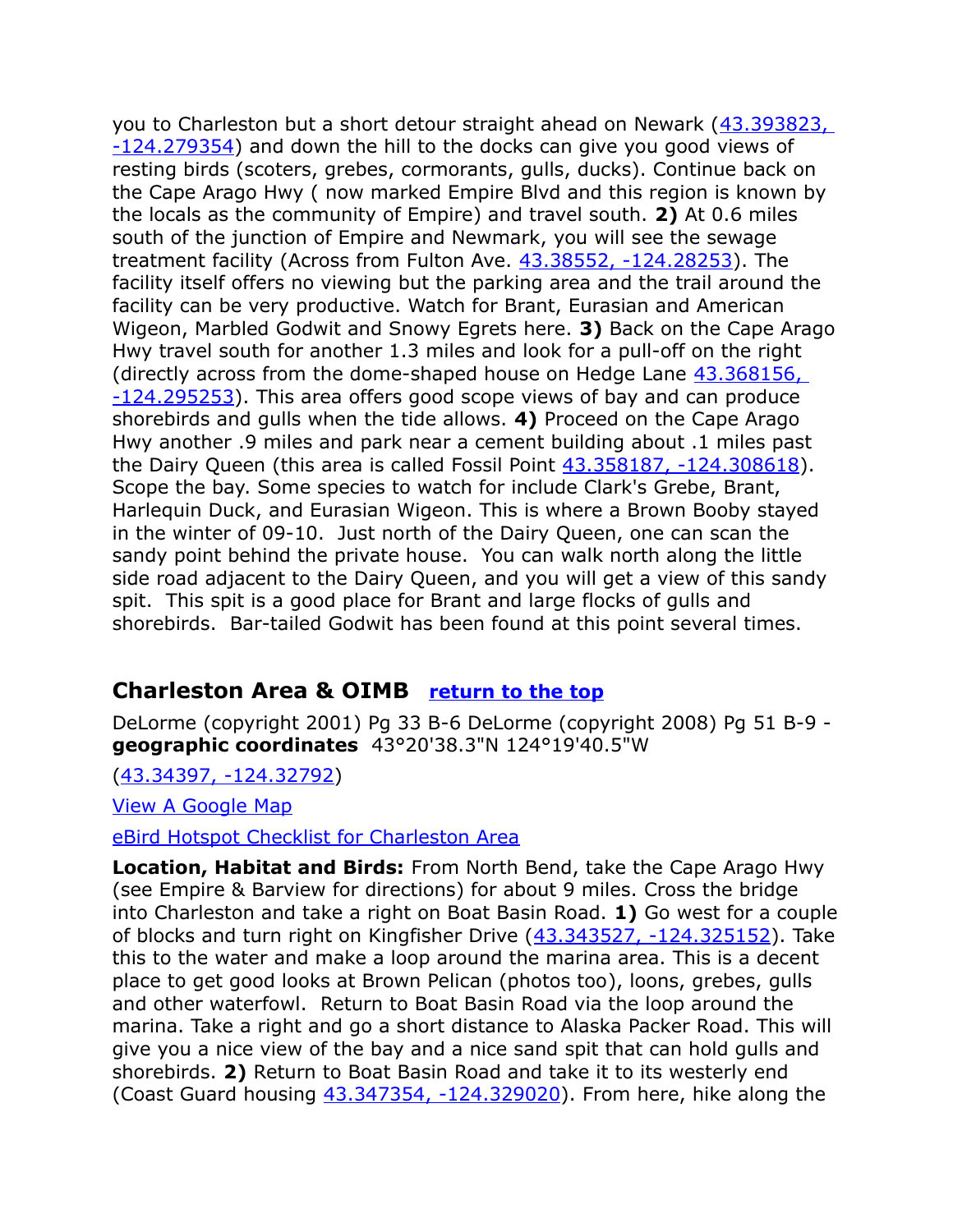you to Charleston but a short detour straight ahead on Newark ([43.393823, -124.279354]) and down the hill to the docks can give you good views of resting birds (scoters, grebes, cormorants, gulls, ducks). Continue back on the Cape Arago Hwy ( now marked Empire Blvd and this region is known by the locals as the community of Empire) and travel south. **2)** At 0.6 miles south of the junction of Empire and Newmark, you will see the sewage treatment facility (Across from Fulton Ave. [43.38552, -124.28253]). The facility itself offers no viewing but the parking area and the trail around the facility can be very productive. Watch for Brant, Eurasian and American Wigeon, Marbled Godwit and Snowy Egrets here. **3)** Back on the Cape Arago Hwy travel south for another 1.3 miles and look for a pull-off on the right (directly across from the dome-shaped house on Hedge Lane [43.368156, -124.295253]). This area offers good scope views of bay and can produce shorebirds and gulls when the tide allows. **4)** Proceed on the Cape Arago Hwy another .9 miles and park near a cement building about .1 miles past the Dairy Queen (this area is called Fossil Point [43.358187, -124.308618]). Scope the bay. Some species to watch for include Clark's Grebe, Brant, Harlequin Duck, and Eurasian Wigeon. This is where a Brown Booby stayed in the winter of 09-10. Just north of the Dairy Queen, one can scan the sandy point behind the private house. You can walk north along the little side road adjacent to the Dairy Queen, and you will get a view of this sandy spit. This spit is a good place for Brant and large flocks of gulls and shorebirds. Bar-tailed Godwit has been found at this point several times.

## Charleston Area & OIMB **return to the top**

DeLorme (copyright 2001) Pg 33 B-6 DeLorme (copyright 2008) Pg 51 B-9 - **geographic coordinates** 43°20'38.3"N 124°19'40.5"W

([43.34397, -124.32792])

View A Google Map

eBird Hotspot Checklist for Charleston Area

**Location, Habitat and Birds:** From North Bend, take the Cape Arago Hwy (see Empire & Barview for directions) for about 9 miles. Cross the bridge into Charleston and take a right on Boat Basin Road. **1)** Go west for a couple of blocks and turn right on Kingfisher Drive ([43.343527, -124.325152]). Take this to the water and make a loop around the marina area. This is a decent place to get good looks at Brown Pelican (photos too), loons, grebes, gulls and other waterfowl. Return to Boat Basin Road via the loop around the marina. Take a right and go a short distance to Alaska Packer Road. This will give you a nice view of the bay and a nice sand spit that can hold gulls and shorebirds. **2)** Return to Boat Basin Road and take it to its westerly end (Coast Guard housing [43.347354, -124.329020]). From here, hike along the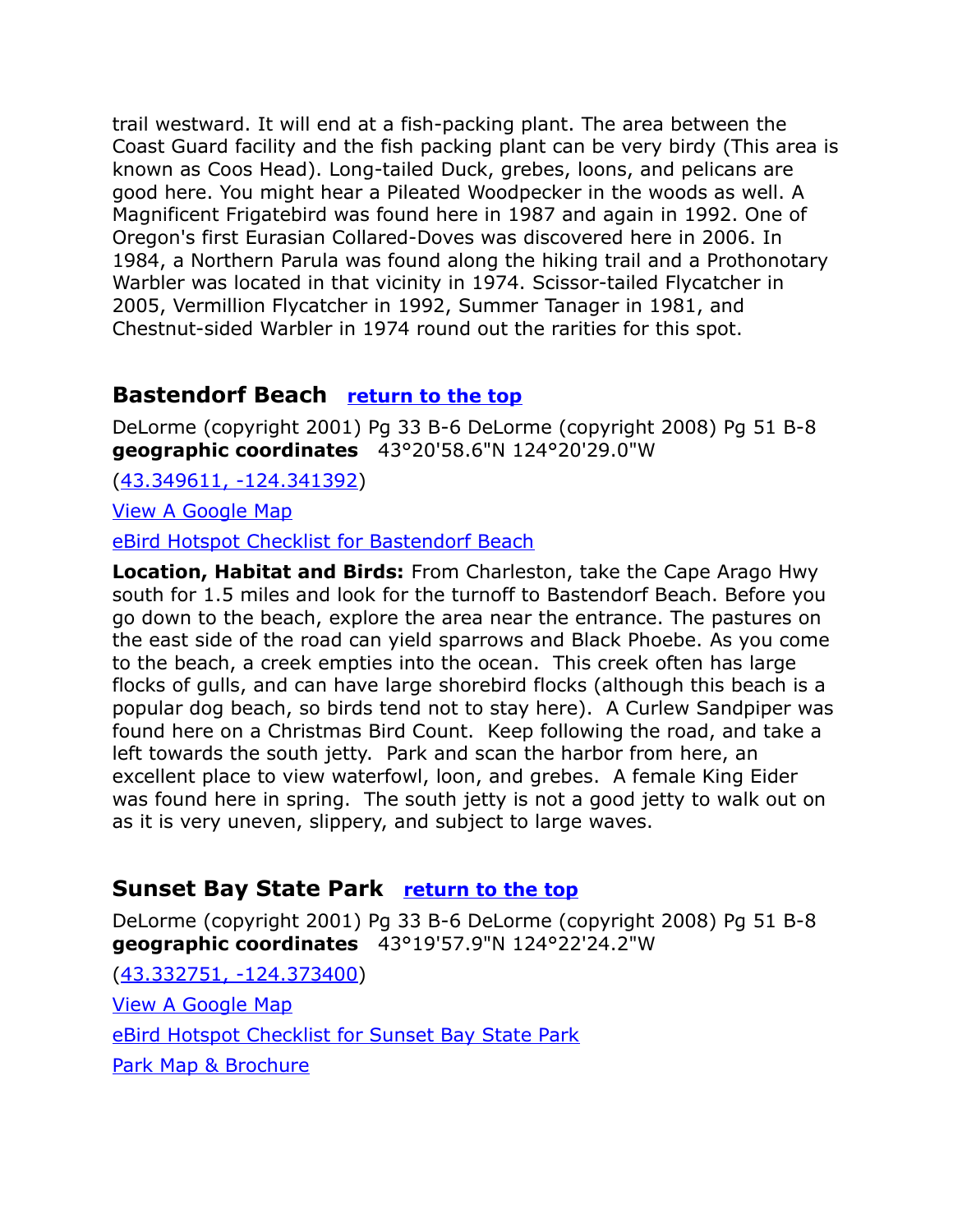trail westward. It will end at a fish-packing plant. The area between the Coast Guard facility and the fish packing plant can be very birdy (This area is known as Coos Head). Long-tailed Duck, grebes, loons, and pelicans are good here. You might hear a Pileated Woodpecker in the woods as well. A Magnificent Frigatebird was found here in 1987 and again in 1992. One of Oregon's first Eurasian Collared-Doves was discovered here in 2006. In 1984, a Northern Parula was found along the hiking trail and a Prothonotary Warbler was located in that vicinity in 1974. Scissor-tailed Flycatcher in 2005, Vermillion Flycatcher in 1992, Summer Tanager in 1981, and Chestnut-sided Warbler in 1974 round out the rarities for this spot.

## Bastendorf Beach [return to the top]

DeLorme (copyright 2001) Pg 33 B-6 DeLorme (copyright 2008) Pg 51 B-8
**geographic coordinates** 43°20'58.6"N 124°20'29.0"W

(43.349611, -124.341392)

View A Google Map

eBird Hotspot Checklist for Bastendorf Beach

**Location, Habitat and Birds:** From Charleston, take the Cape Arago Hwy south for 1.5 miles and look for the turnoff to Bastendorf Beach. Before you go down to the beach, explore the area near the entrance. The pastures on the east side of the road can yield sparrows and Black Phoebe. As you come to the beach, a creek empties into the ocean. This creek often has large flocks of gulls, and can have large shorebird flocks (although this beach is a popular dog beach, so birds tend not to stay here). A Curlew Sandpiper was found here on a Christmas Bird Count. Keep following the road, and take a left towards the south jetty. Park and scan the harbor from here, an excellent place to view waterfowl, loon, and grebes. A female King Eider was found here in spring. The south jetty is not a good jetty to walk out on as it is very uneven, slippery, and subject to large waves.

## Sunset Bay State Park [return to the top]

DeLorme (copyright 2001) Pg 33 B-6 DeLorme (copyright 2008) Pg 51 B-8
**geographic coordinates** 43°19'57.9"N 124°22'24.2"W

(43.332751, -124.373400)

View A Google Map

eBird Hotspot Checklist for Sunset Bay State Park

Park Map & Brochure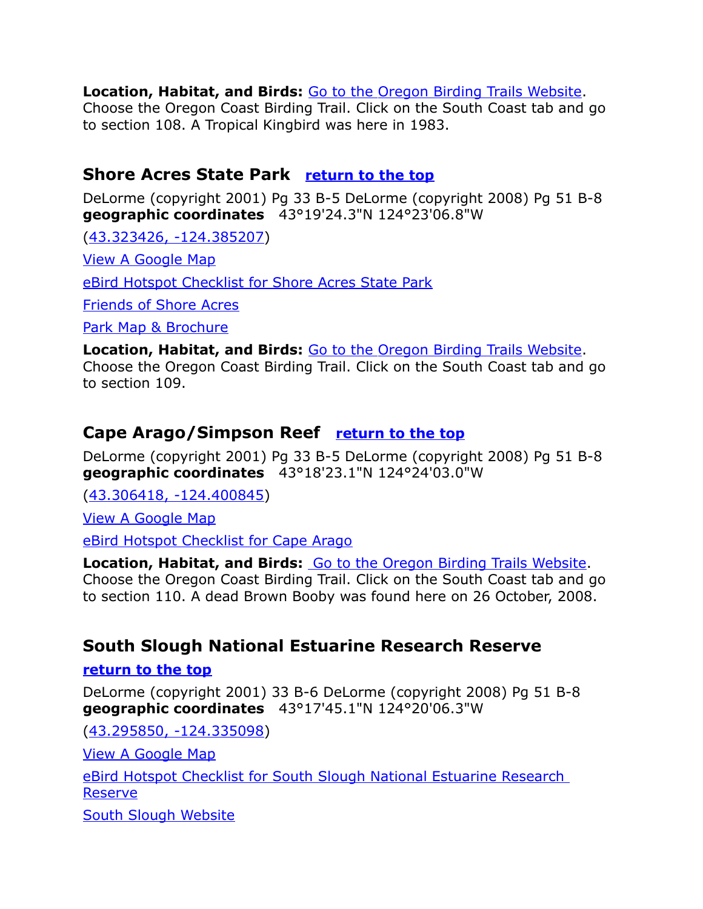**Location, Habitat, and Birds:** Go to the Oregon Birding Trails Website. Choose the Oregon Coast Birding Trail. Click on the South Coast tab and go to section 108. A Tropical Kingbird was here in 1983.

## Shore Acres State Park   return to the top

DeLorme (copyright 2001) Pg 33 B-5 DeLorme (copyright 2008) Pg 51 B-8
**geographic coordinates**   43°19'24.3"N 124°23'06.8"W

(43.323426, -124.385207)

View A Google Map

eBird Hotspot Checklist for Shore Acres State Park

Friends of Shore Acres

Park Map & Brochure

**Location, Habitat, and Birds:** Go to the Oregon Birding Trails Website. Choose the Oregon Coast Birding Trail. Click on the South Coast tab and go to section 109.

## Cape Arago/Simpson Reef   return to the top

DeLorme (copyright 2001) Pg 33 B-5 DeLorme (copyright 2008) Pg 51 B-8
**geographic coordinates**   43°18'23.1"N 124°24'03.0"W

(43.306418, -124.400845)

View A Google Map

eBird Hotspot Checklist for Cape Arago

**Location, Habitat, and Birds:** Go to the Oregon Birding Trails Website. Choose the Oregon Coast Birding Trail. Click on the South Coast tab and go to section 110. A dead Brown Booby was found here on 26 October, 2008.

## South Slough National Estuarine Research Reserve

**return to the top**

DeLorme (copyright 2001) 33 B-6 DeLorme (copyright 2008) Pg 51 B-8
**geographic coordinates**   43°17'45.1"N 124°20'06.3"W

(43.295850, -124.335098)

View A Google Map

eBird Hotspot Checklist for South Slough National Estuarine Research Reserve

South Slough Website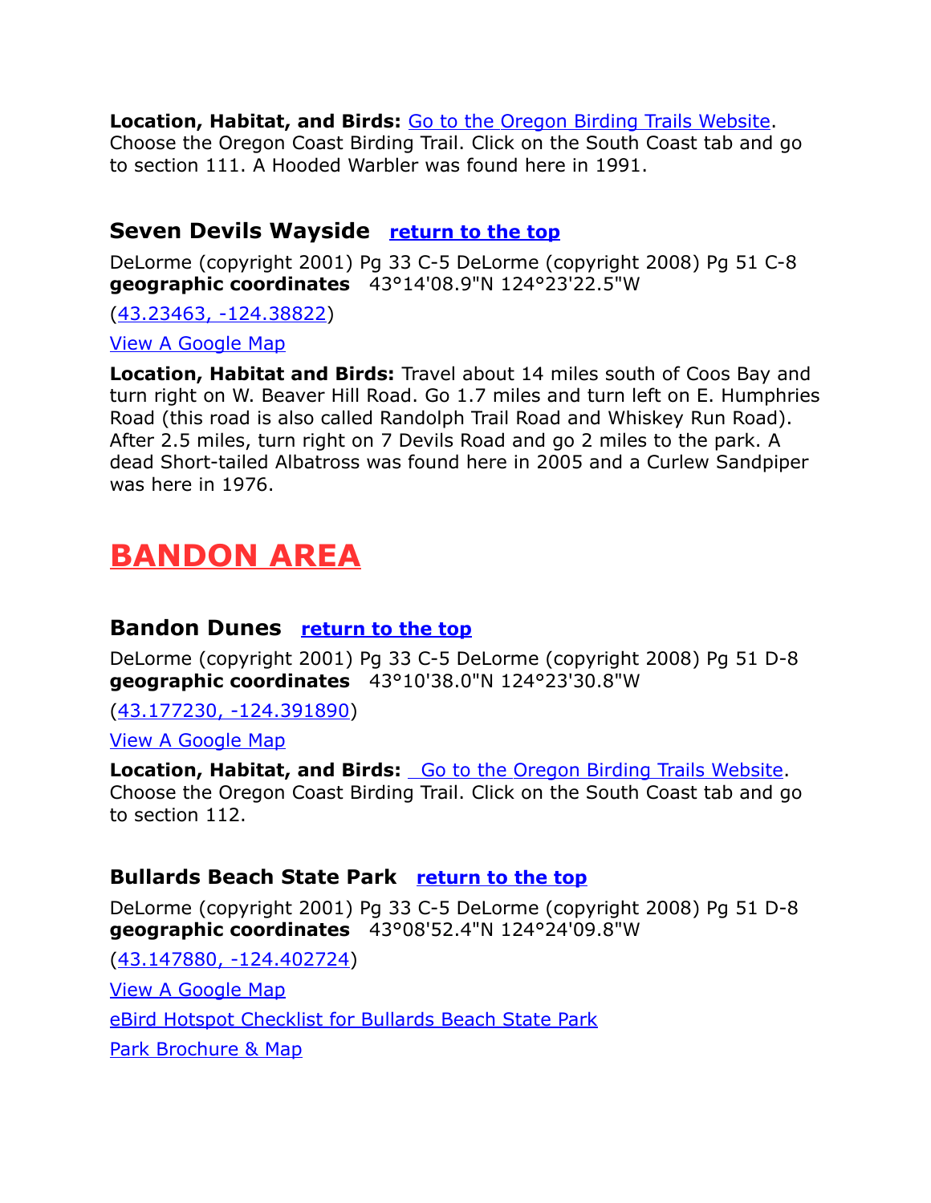**Location, Habitat, and Birds:** Go to the Oregon Birding Trails Website. Choose the Oregon Coast Birding Trail. Click on the South Coast tab and go to section 111. A Hooded Warbler was found here in 1991.

### Seven Devils Wayside   return to the top

DeLorme (copyright 2001) Pg 33 C-5 DeLorme (copyright 2008) Pg 51 C-8
**geographic coordinates**   43°14'08.9"N 124°23'22.5"W

(43.23463, -124.38822)

View A Google Map

**Location, Habitat and Birds:** Travel about 14 miles south of Coos Bay and turn right on W. Beaver Hill Road. Go 1.7 miles and turn left on E. Humphries Road (this road is also called Randolph Trail Road and Whiskey Run Road). After 2.5 miles, turn right on 7 Devils Road and go 2 miles to the park. A dead Short-tailed Albatross was found here in 2005 and a Curlew Sandpiper was here in 1976.

## BANDON AREA

### Bandon Dunes   return to the top

DeLorme (copyright 2001) Pg 33 C-5 DeLorme (copyright 2008) Pg 51 D-8
**geographic coordinates**   43°10'38.0"N 124°23'30.8"W

(43.177230, -124.391890)

View A Google Map

**Location, Habitat, and Birds:** Go to the Oregon Birding Trails Website. Choose the Oregon Coast Birding Trail. Click on the South Coast tab and go to section 112.

### Bullards Beach State Park   return to the top

DeLorme (copyright 2001) Pg 33 C-5 DeLorme (copyright 2008) Pg 51 D-8
**geographic coordinates**   43°08'52.4"N 124°24'09.8"W

(43.147880, -124.402724)

View A Google Map

eBird Hotspot Checklist for Bullards Beach State Park

Park Brochure & Map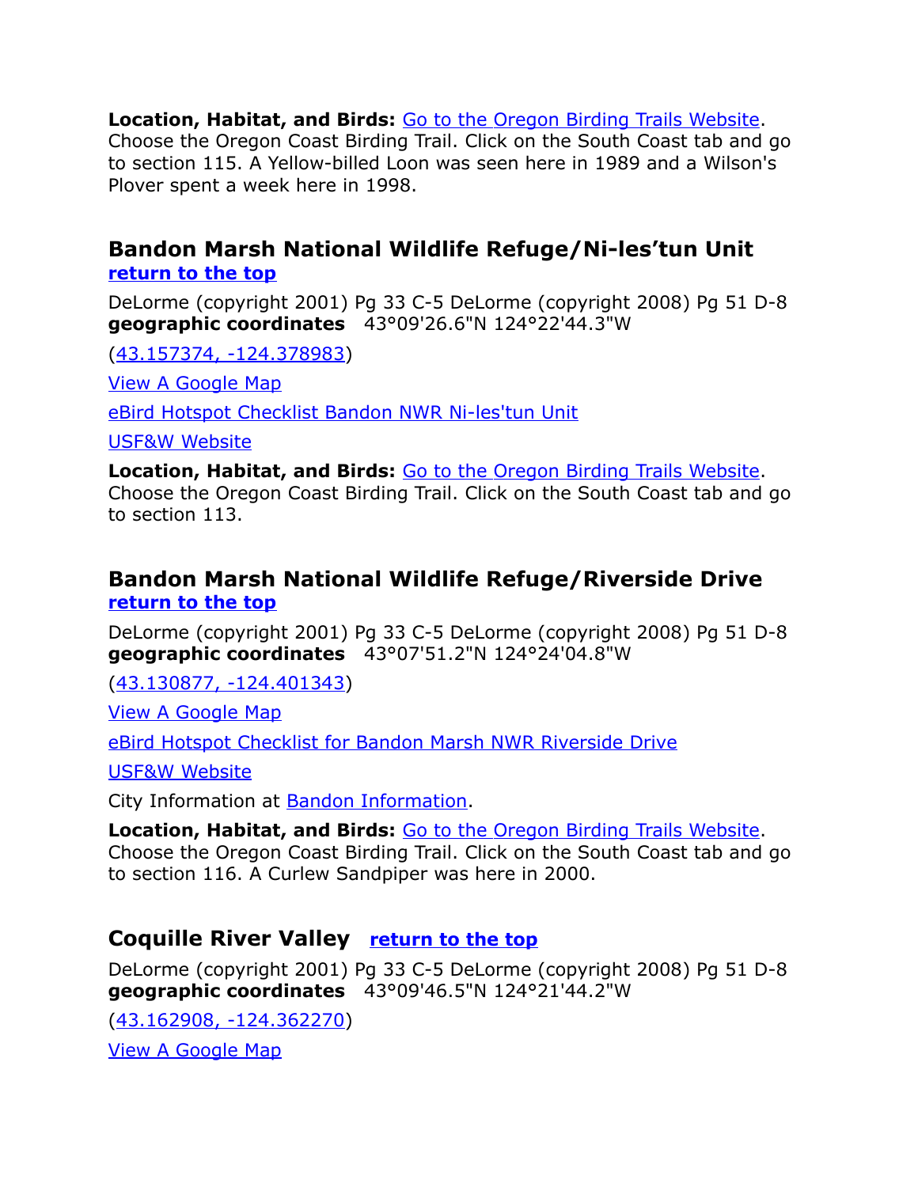**Location, Habitat, and Birds:** Go to the Oregon Birding Trails Website. Choose the Oregon Coast Birding Trail. Click on the South Coast tab and go to section 115. A Yellow-billed Loon was seen here in 1989 and a Wilson's Plover spent a week here in 1998.

## Bandon Marsh National Wildlife Refuge/Ni-les’tun Unit

**return to the top**

DeLorme (copyright 2001) Pg 33 C-5 DeLorme (copyright 2008) Pg 51 D-8
**geographic coordinates** 43°09'26.6"N 124°22'44.3"W

(43.157374, -124.378983)

View A Google Map

eBird Hotspot Checklist Bandon NWR Ni-les'tun Unit

USF&W Website

**Location, Habitat, and Birds:** Go to the Oregon Birding Trails Website. Choose the Oregon Coast Birding Trail. Click on the South Coast tab and go to section 113.

## Bandon Marsh National Wildlife Refuge/Riverside Drive

**return to the top**

DeLorme (copyright 2001) Pg 33 C-5 DeLorme (copyright 2008) Pg 51 D-8
**geographic coordinates** 43°07'51.2"N 124°24'04.8"W

(43.130877, -124.401343)

View A Google Map

eBird Hotspot Checklist for Bandon Marsh NWR Riverside Drive

USF&W Website

City Information at Bandon Information.

**Location, Habitat, and Birds:** Go to the Oregon Birding Trails Website. Choose the Oregon Coast Birding Trail. Click on the South Coast tab and go to section 116. A Curlew Sandpiper was here in 2000.

## Coquille River Valley **return to the top**

DeLorme (copyright 2001) Pg 33 C-5 DeLorme (copyright 2008) Pg 51 D-8
**geographic coordinates** 43°09'46.5"N 124°21'44.2"W

(43.162908, -124.362270)

View A Google Map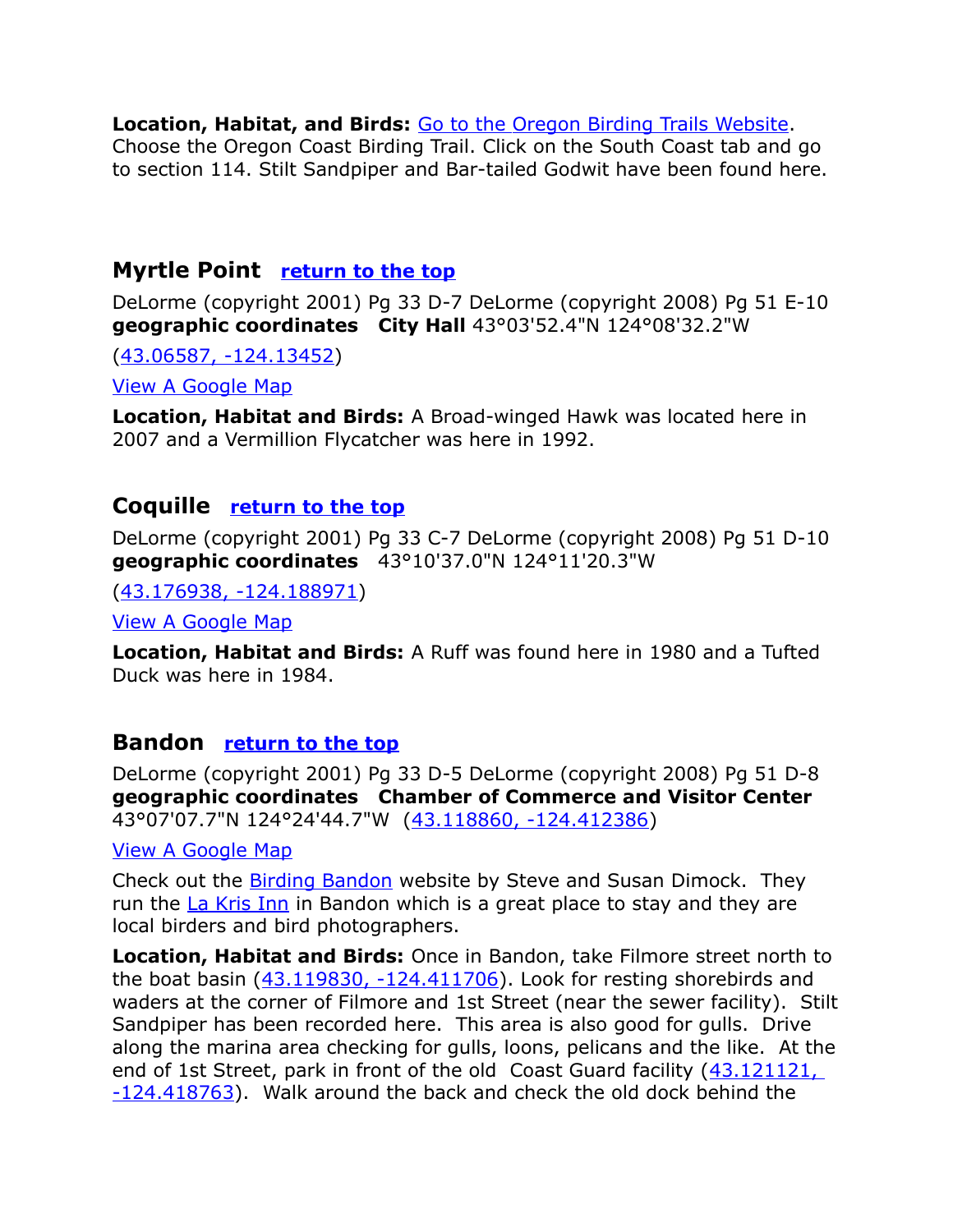**Location, Habitat, and Birds:** Go to the Oregon Birding Trails Website. Choose the Oregon Coast Birding Trail. Click on the South Coast tab and go to section 114. Stilt Sandpiper and Bar-tailed Godwit have been found here.

## Myrtle Point return to the top

DeLorme (copyright 2001) Pg 33 D-7 DeLorme (copyright 2008) Pg 51 E-10
**geographic coordinates City Hall** 43°03'52.4"N 124°08'32.2"W

(43.06587, -124.13452)

View A Google Map

**Location, Habitat and Birds:** A Broad-winged Hawk was located here in 2007 and a Vermillion Flycatcher was here in 1992.

## Coquille return to the top

DeLorme (copyright 2001) Pg 33 C-7 DeLorme (copyright 2008) Pg 51 D-10
**geographic coordinates** 43°10'37.0"N 124°11'20.3"W

(43.176938, -124.188971)

View A Google Map

**Location, Habitat and Birds:** A Ruff was found here in 1980 and a Tufted Duck was here in 1984.

## Bandon return to the top

DeLorme (copyright 2001) Pg 33 D-5 DeLorme (copyright 2008) Pg 51 D-8
**geographic coordinates Chamber of Commerce and Visitor Center** 43°07'07.7"N 124°24'44.7"W (43.118860, -124.412386)

View A Google Map

Check out the Birding Bandon website by Steve and Susan Dimock. They run the La Kris Inn in Bandon which is a great place to stay and they are local birders and bird photographers.

**Location, Habitat and Birds:** Once in Bandon, take Filmore street north to the boat basin (43.119830, -124.411706). Look for resting shorebirds and waders at the corner of Filmore and 1st Street (near the sewer facility). Stilt Sandpiper has been recorded here. This area is also good for gulls. Drive along the marina area checking for gulls, loons, pelicans and the like. At the end of 1st Street, park in front of the old Coast Guard facility (43.121121, -124.418763). Walk around the back and check the old dock behind the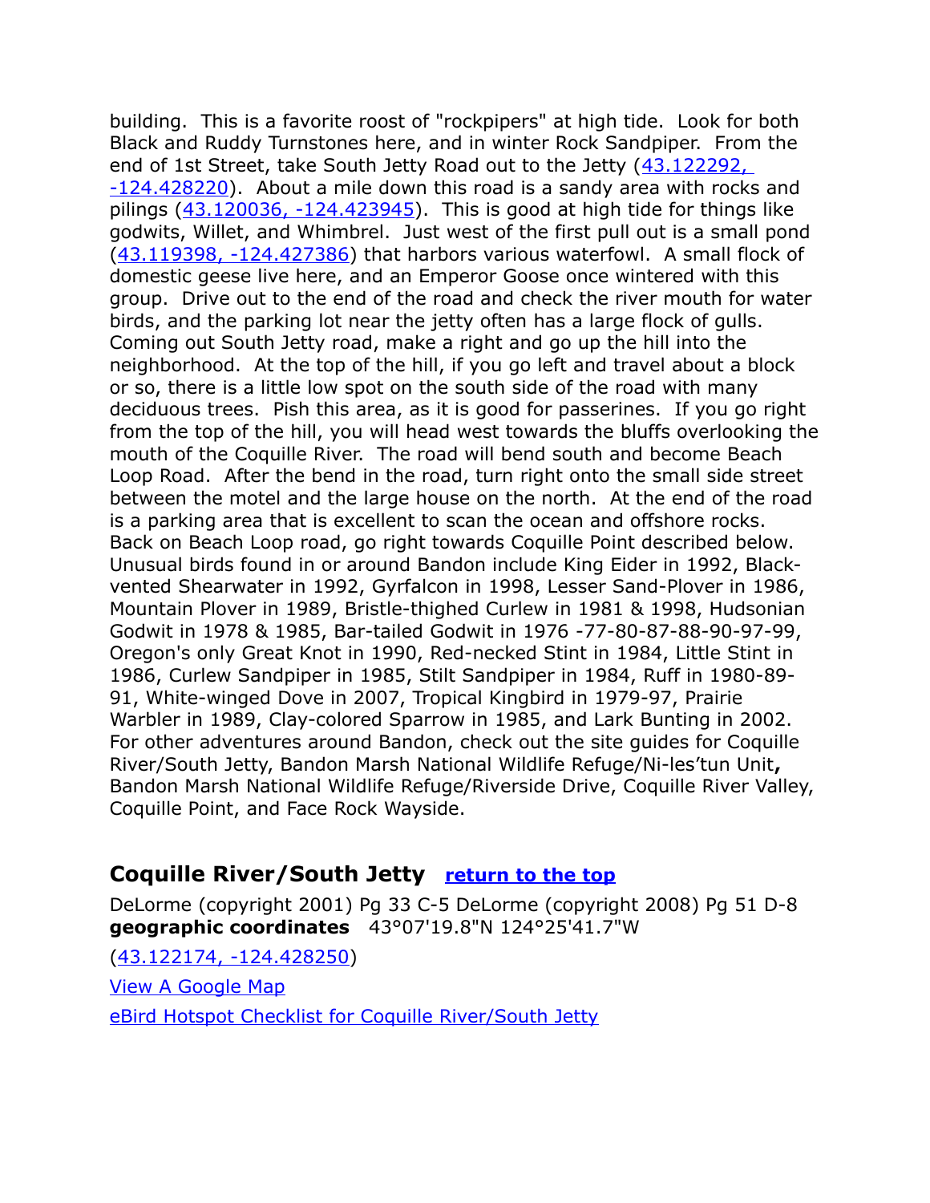building. This is a favorite roost of "rockpipers" at high tide. Look for both Black and Ruddy Turnstones here, and in winter Rock Sandpiper. From the end of 1st Street, take South Jetty Road out to the Jetty (43.122292, -124.428220). About a mile down this road is a sandy area with rocks and pilings (43.120036, -124.423945). This is good at high tide for things like godwits, Willet, and Whimbrel. Just west of the first pull out is a small pond (43.119398, -124.427386) that harbors various waterfowl. A small flock of domestic geese live here, and an Emperor Goose once wintered with this group. Drive out to the end of the road and check the river mouth for water birds, and the parking lot near the jetty often has a large flock of gulls. Coming out South Jetty road, make a right and go up the hill into the neighborhood. At the top of the hill, if you go left and travel about a block or so, there is a little low spot on the south side of the road with many deciduous trees. Pish this area, as it is good for passerines. If you go right from the top of the hill, you will head west towards the bluffs overlooking the mouth of the Coquille River. The road will bend south and become Beach Loop Road. After the bend in the road, turn right onto the small side street between the motel and the large house on the north. At the end of the road is a parking area that is excellent to scan the ocean and offshore rocks. Back on Beach Loop road, go right towards Coquille Point described below. Unusual birds found in or around Bandon include King Eider in 1992, Black-vented Shearwater in 1992, Gyrfalcon in 1998, Lesser Sand-Plover in 1986, Mountain Plover in 1989, Bristle-thighed Curlew in 1981 & 1998, Hudsonian Godwit in 1978 & 1985, Bar-tailed Godwit in 1976 -77-80-87-88-90-97-99, Oregon's only Great Knot in 1990, Red-necked Stint in 1984, Little Stint in 1986, Curlew Sandpiper in 1985, Stilt Sandpiper in 1984, Ruff in 1980-89-91, White-winged Dove in 2007, Tropical Kingbird in 1979-97, Prairie Warbler in 1989, Clay-colored Sparrow in 1985, and Lark Bunting in 2002. For other adventures around Bandon, check out the site guides for Coquille River/South Jetty, Bandon Marsh National Wildlife Refuge/Ni-les'tun Unit**,** Bandon Marsh National Wildlife Refuge/Riverside Drive, Coquille River Valley, Coquille Point, and Face Rock Wayside.

## Coquille River/South Jetty [return to the top]

DeLorme (copyright 2001) Pg 33 C-5 DeLorme (copyright 2008) Pg 51 D-8
**geographic coordinates** 43°07'19.8"N 124°25'41.7"W

(43.122174, -124.428250)

View A Google Map

eBird Hotspot Checklist for Coquille River/South Jetty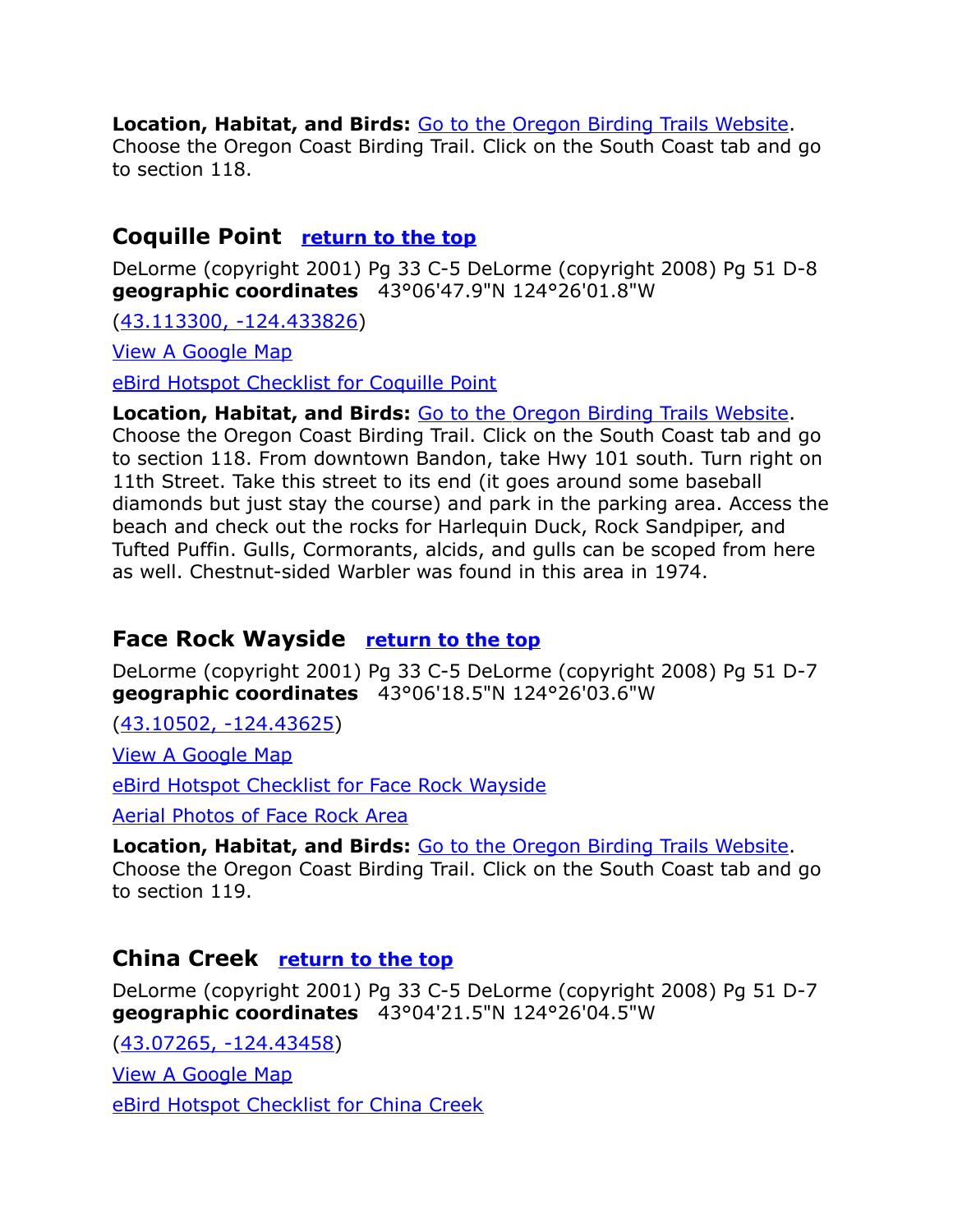**Location, Habitat, and Birds:** [Go to the Oregon Birding Trails Website](). Choose the Oregon Coast Birding Trail. Click on the South Coast tab and go to section 118.

## Coquille Point [return to the top]()

DeLorme (copyright 2001) Pg 33 C-5 DeLorme (copyright 2008) Pg 51 D-8
**geographic coordinates** 43°06'47.9"N 124°26'01.8"W

([43.113300, -124.433826]())

[View A Google Map]()

[eBird Hotspot Checklist for Coquille Point]()

**Location, Habitat, and Birds:** [Go to the Oregon Birding Trails Website](). Choose the Oregon Coast Birding Trail. Click on the South Coast tab and go to section 118. From downtown Bandon, take Hwy 101 south. Turn right on 11th Street. Take this street to its end (it goes around some baseball diamonds but just stay the course) and park in the parking area. Access the beach and check out the rocks for Harlequin Duck, Rock Sandpiper, and Tufted Puffin. Gulls, Cormorants, alcids, and gulls can be scoped from here as well. Chestnut-sided Warbler was found in this area in 1974.

## Face Rock Wayside [return to the top]()

DeLorme (copyright 2001) Pg 33 C-5 DeLorme (copyright 2008) Pg 51 D-7
**geographic coordinates** 43°06'18.5"N 124°26'03.6"W

([43.10502, -124.43625]())

[View A Google Map]()

[eBird Hotspot Checklist for Face Rock Wayside]()

[Aerial Photos of Face Rock Area]()

**Location, Habitat, and Birds:** [Go to the Oregon Birding Trails Website](). Choose the Oregon Coast Birding Trail. Click on the South Coast tab and go to section 119.

## China Creek [return to the top]()

DeLorme (copyright 2001) Pg 33 C-5 DeLorme (copyright 2008) Pg 51 D-7
**geographic coordinates** 43°04'21.5"N 124°26'04.5"W

([43.07265, -124.43458]())

[View A Google Map]()

[eBird Hotspot Checklist for China Creek]()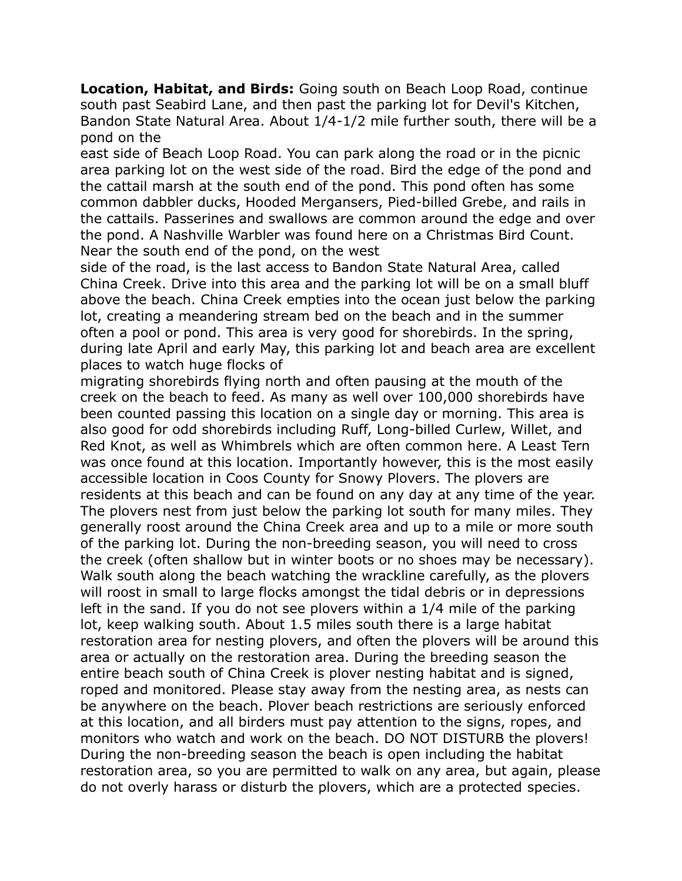**Location, Habitat, and Birds:** Going south on Beach Loop Road, continue south past Seabird Lane, and then past the parking lot for Devil's Kitchen, Bandon State Natural Area. About 1/4-1/2 mile further south, there will be a pond on the east side of Beach Loop Road. You can park along the road or in the picnic area parking lot on the west side of the road. Bird the edge of the pond and the cattail marsh at the south end of the pond. This pond often has some common dabbler ducks, Hooded Mergansers, Pied-billed Grebe, and rails in the cattails. Passerines and swallows are common around the edge and over the pond. A Nashville Warbler was found here on a Christmas Bird Count. Near the south end of the pond, on the west side of the road, is the last access to Bandon State Natural Area, called China Creek. Drive into this area and the parking lot will be on a small bluff above the beach. China Creek empties into the ocean just below the parking lot, creating a meandering stream bed on the beach and in the summer often a pool or pond. This area is very good for shorebirds. In the spring, during late April and early May, this parking lot and beach area are excellent places to watch huge flocks of migrating shorebirds flying north and often pausing at the mouth of the creek on the beach to feed. As many as well over 100,000 shorebirds have been counted passing this location on a single day or morning. This area is also good for odd shorebirds including Ruff, Long-billed Curlew, Willet, and Red Knot, as well as Whimbrels which are often common here. A Least Tern was once found at this location. Importantly however, this is the most easily accessible location in Coos County for Snowy Plovers. The plovers are residents at this beach and can be found on any day at any time of the year. The plovers nest from just below the parking lot south for many miles. They generally roost around the China Creek area and up to a mile or more south of the parking lot. During the non-breeding season, you will need to cross the creek (often shallow but in winter boots or no shoes may be necessary). Walk south along the beach watching the wrackline carefully, as the plovers will roost in small to large flocks amongst the tidal debris or in depressions left in the sand. If you do not see plovers within a 1/4 mile of the parking lot, keep walking south. About 1.5 miles south there is a large habitat restoration area for nesting plovers, and often the plovers will be around this area or actually on the restoration area. During the breeding season the entire beach south of China Creek is plover nesting habitat and is signed, roped and monitored. Please stay away from the nesting area, as nests can be anywhere on the beach. Plover beach restrictions are seriously enforced at this location, and all birders must pay attention to the signs, ropes, and monitors who watch and work on the beach. DO NOT DISTURB the plovers! During the non-breeding season the beach is open including the habitat restoration area, so you are permitted to walk on any area, but again, please do not overly harass or disturb the plovers, which are a protected species.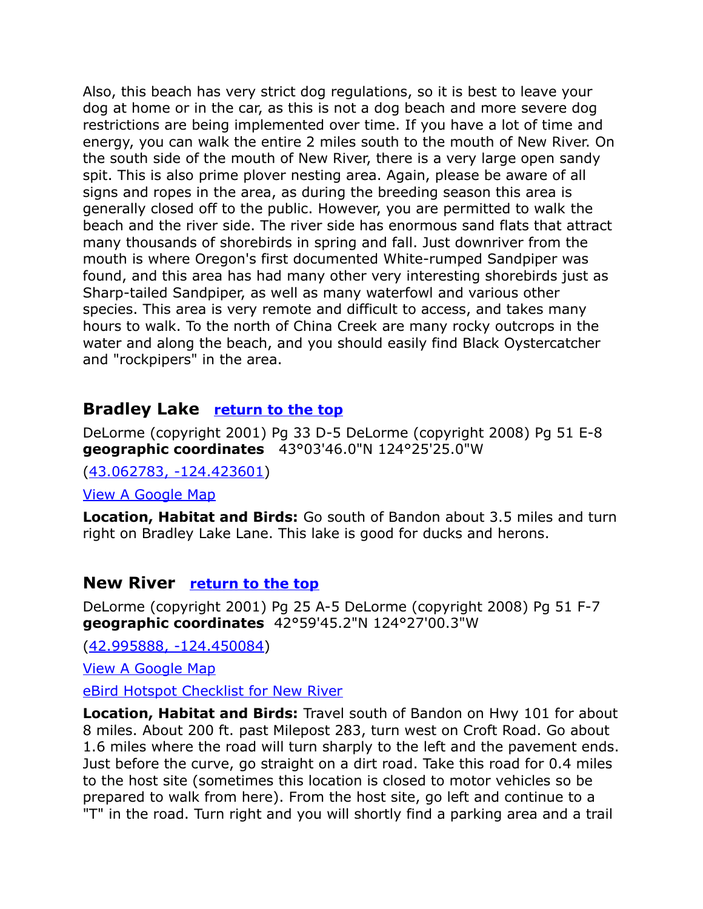Also, this beach has very strict dog regulations, so it is best to leave your dog at home or in the car, as this is not a dog beach and more severe dog restrictions are being implemented over time. If you have a lot of time and energy, you can walk the entire 2 miles south to the mouth of New River. On the south side of the mouth of New River, there is a very large open sandy spit. This is also prime plover nesting area. Again, please be aware of all signs and ropes in the area, as during the breeding season this area is generally closed off to the public. However, you are permitted to walk the beach and the river side. The river side has enormous sand flats that attract many thousands of shorebirds in spring and fall. Just downriver from the mouth is where Oregon's first documented White-rumped Sandpiper was found, and this area has had many other very interesting shorebirds just as Sharp-tailed Sandpiper, as well as many waterfowl and various other species. This area is very remote and difficult to access, and takes many hours to walk. To the north of China Creek are many rocky outcrops in the water and along the beach, and you should easily find Black Oystercatcher and "rockpipers" in the area.

## Bradley Lake [return to the top]

DeLorme (copyright 2001) Pg 33 D-5 DeLorme (copyright 2008) Pg 51 E-8
**geographic coordinates** 43°03'46.0"N 124°25'25.0"W

(43.062783, -124.423601)

View A Google Map

**Location, Habitat and Birds:** Go south of Bandon about 3.5 miles and turn right on Bradley Lake Lane. This lake is good for ducks and herons.

## New River [return to the top]

DeLorme (copyright 2001) Pg 25 A-5 DeLorme (copyright 2008) Pg 51 F-7
**geographic coordinates** 42°59'45.2"N 124°27'00.3"W

(42.995888, -124.450084)

View A Google Map

eBird Hotspot Checklist for New River

**Location, Habitat and Birds:** Travel south of Bandon on Hwy 101 for about 8 miles. About 200 ft. past Milepost 283, turn west on Croft Road. Go about 1.6 miles where the road will turn sharply to the left and the pavement ends. Just before the curve, go straight on a dirt road. Take this road for 0.4 miles to the host site (sometimes this location is closed to motor vehicles so be prepared to walk from here). From the host site, go left and continue to a "T" in the road. Turn right and you will shortly find a parking area and a trail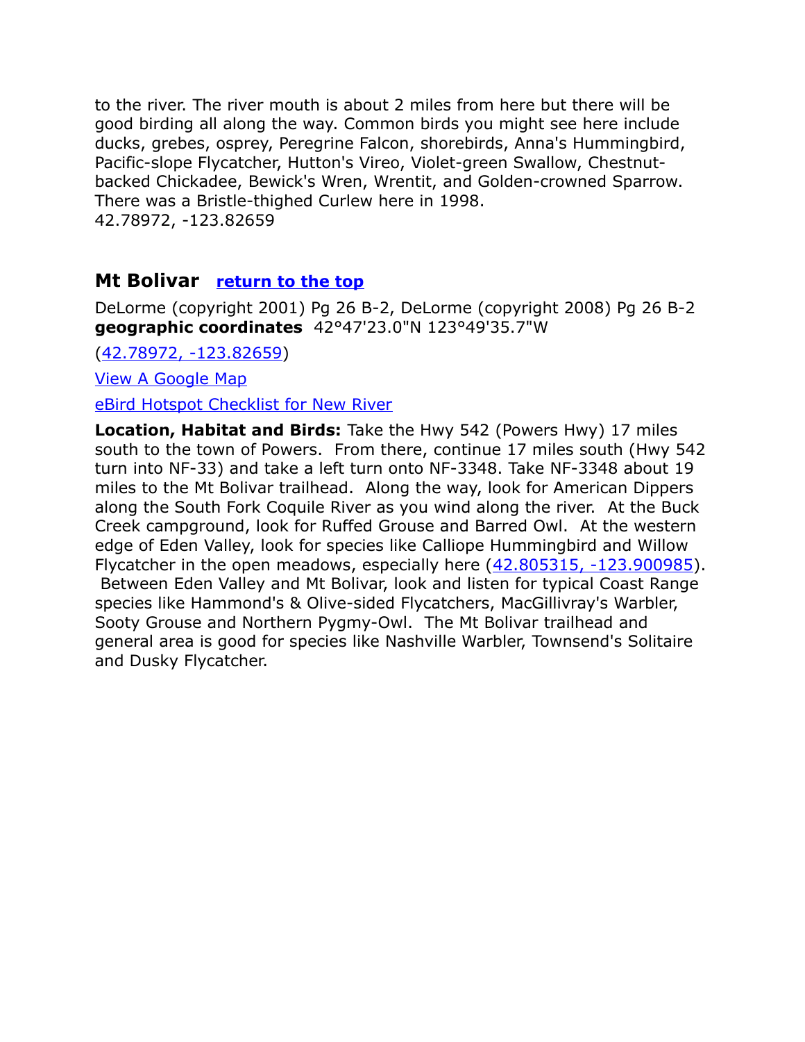to the river. The river mouth is about 2 miles from here but there will be good birding all along the way. Common birds you might see here include ducks, grebes, osprey, Peregrine Falcon, shorebirds, Anna's Hummingbird, Pacific-slope Flycatcher, Hutton's Vireo, Violet-green Swallow, Chestnut-backed Chickadee, Bewick's Wren, Wrentit, and Golden-crowned Sparrow. There was a Bristle-thighed Curlew here in 1998.
42.78972, -123.82659

## Mt Bolivar [return to the top]

DeLorme (copyright 2001) Pg 26 B-2, DeLorme (copyright 2008) Pg 26 B-2
**geographic coordinates** 42°47'23.0"N 123°49'35.7"W

(42.78972, -123.82659)

View A Google Map

eBird Hotspot Checklist for New River

**Location, Habitat and Birds:** Take the Hwy 542 (Powers Hwy) 17 miles south to the town of Powers. From there, continue 17 miles south (Hwy 542 turn into NF-33) and take a left turn onto NF-3348. Take NF-3348 about 19 miles to the Mt Bolivar trailhead. Along the way, look for American Dippers along the South Fork Coquile River as you wind along the river. At the Buck Creek campground, look for Ruffed Grouse and Barred Owl. At the western edge of Eden Valley, look for species like Calliope Hummingbird and Willow Flycatcher in the open meadows, especially here (42.805315, -123.900985). Between Eden Valley and Mt Bolivar, look and listen for typical Coast Range species like Hammond's & Olive-sided Flycatchers, MacGillivray's Warbler, Sooty Grouse and Northern Pygmy-Owl. The Mt Bolivar trailhead and general area is good for species like Nashville Warbler, Townsend's Solitaire and Dusky Flycatcher.